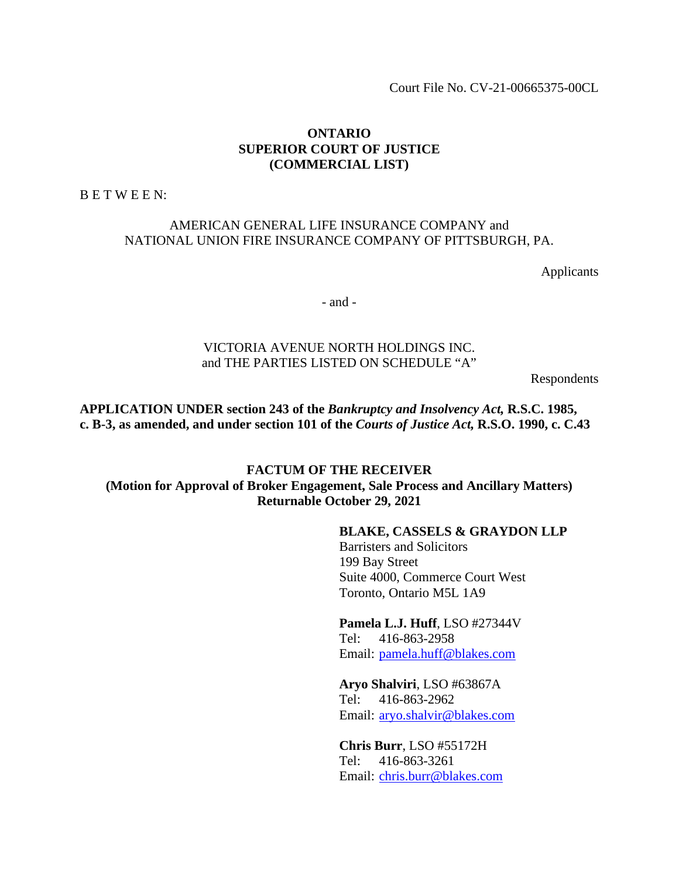Court File No. CV-21-00665375-00CL

**ONTARIO**
**SUPERIOR COURT OF JUSTICE**
**(COMMERCIAL LIST)**

B E T W E E N:

AMERICAN GENERAL LIFE INSURANCE COMPANY and
NATIONAL UNION FIRE INSURANCE COMPANY OF PITTSBURGH, PA.

Applicants

- and -

VICTORIA AVENUE NORTH HOLDINGS INC.
and THE PARTIES LISTED ON SCHEDULE "A"

Respondents

**APPLICATION UNDER section 243 of the *Bankruptcy and Insolvency Act,* R.S.C. 1985, c. B-3, as amended, and under section 101 of the *Courts of Justice Act,* R.S.O. 1990, c. C.43**

**FACTUM OF THE RECEIVER**
**(Motion for Approval of Broker Engagement, Sale Process and Ancillary Matters)**
**Returnable October 29, 2021**

**BLAKE, CASSELS & GRAYDON LLP**
Barristers and Solicitors
199 Bay Street
Suite 4000, Commerce Court West
Toronto, Ontario M5L 1A9

**Pamela L.J. Huff**, LSO #27344V
Tel: 416-863-2958
Email: pamela.huff@blakes.com

**Aryo Shalviri**, LSO #63867A
Tel: 416-863-2962
Email: aryo.shalvir@blakes.com

**Chris Burr**, LSO #55172H
Tel: 416-863-3261
Email: chris.burr@blakes.com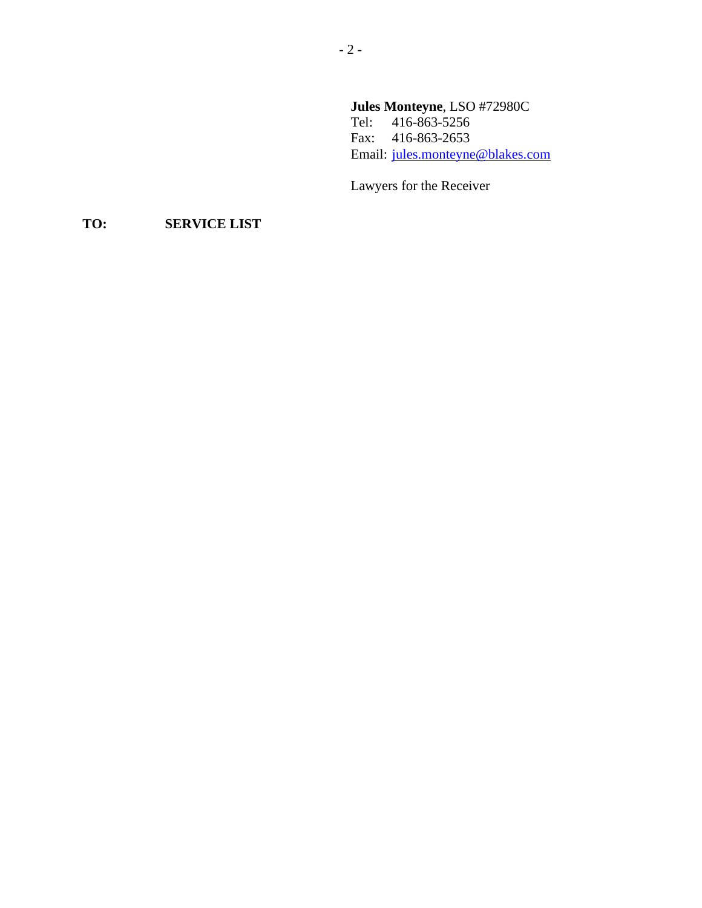**Jules Monteyne**, LSO #72980C
Tel: 416-863-5256
Fax: 416-863-2653
Email: jules.monteyne@blakes.com

Lawyers for the Receiver

**TO: SERVICE LIST**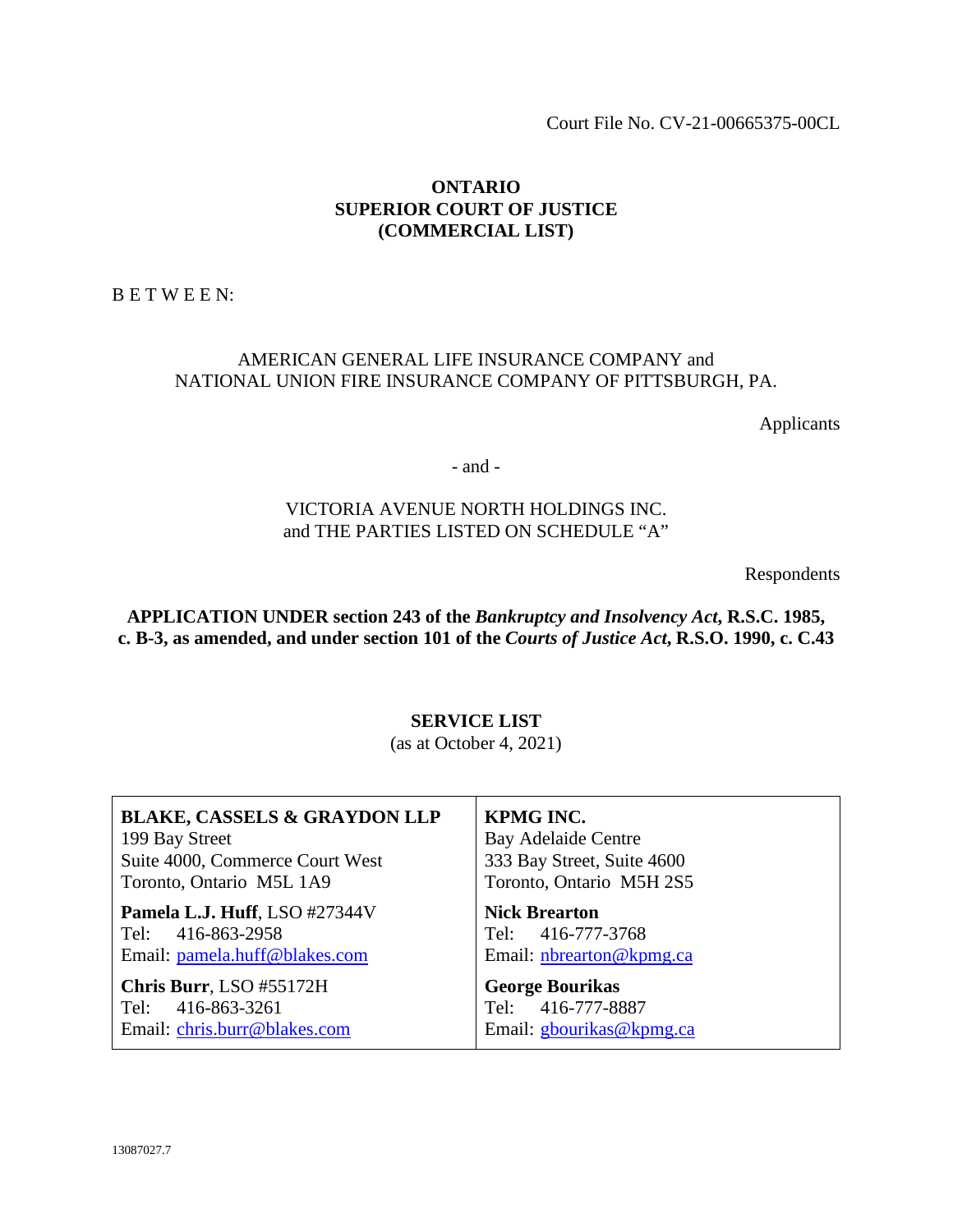Court File No. CV-21-00665375-00CL

**ONTARIO**
**SUPERIOR COURT OF JUSTICE**
**(COMMERCIAL LIST)**

B E T W E E N:

AMERICAN GENERAL LIFE INSURANCE COMPANY and
NATIONAL UNION FIRE INSURANCE COMPANY OF PITTSBURGH, PA.

Applicants

- and -

VICTORIA AVENUE NORTH HOLDINGS INC.
and THE PARTIES LISTED ON SCHEDULE "A"

Respondents

**APPLICATION UNDER section 243 of the *Bankruptcy and Insolvency Act*, R.S.C. 1985, c. B-3, as amended, and under section 101 of the *Courts of Justice Act*, R.S.O. 1990, c. C.43**

**SERVICE LIST**
(as at October 4, 2021)

| | |
|---|---|
| **BLAKE, CASSELS & GRAYDON LLP**<br>199 Bay Street<br>Suite 4000, Commerce Court West<br>Toronto, Ontario M5L 1A9<br><br>**Pamela L.J. Huff**, LSO #27344V<br>Tel: 416-863-2958<br>Email: pamela.huff@blakes.com<br><br>**Chris Burr**, LSO #55172H<br>Tel: 416-863-3261<br>Email: chris.burr@blakes.com | **KPMG INC.**<br>Bay Adelaide Centre<br>333 Bay Street, Suite 4600<br>Toronto, Ontario M5H 2S5<br><br>**Nick Brearton**<br>Tel: 416-777-3768<br>Email: nbrearton@kpmg.ca<br><br>**George Bourikas**<br>Tel: 416-777-8887<br>Email: gbourikas@kpmg.ca |

13087027.7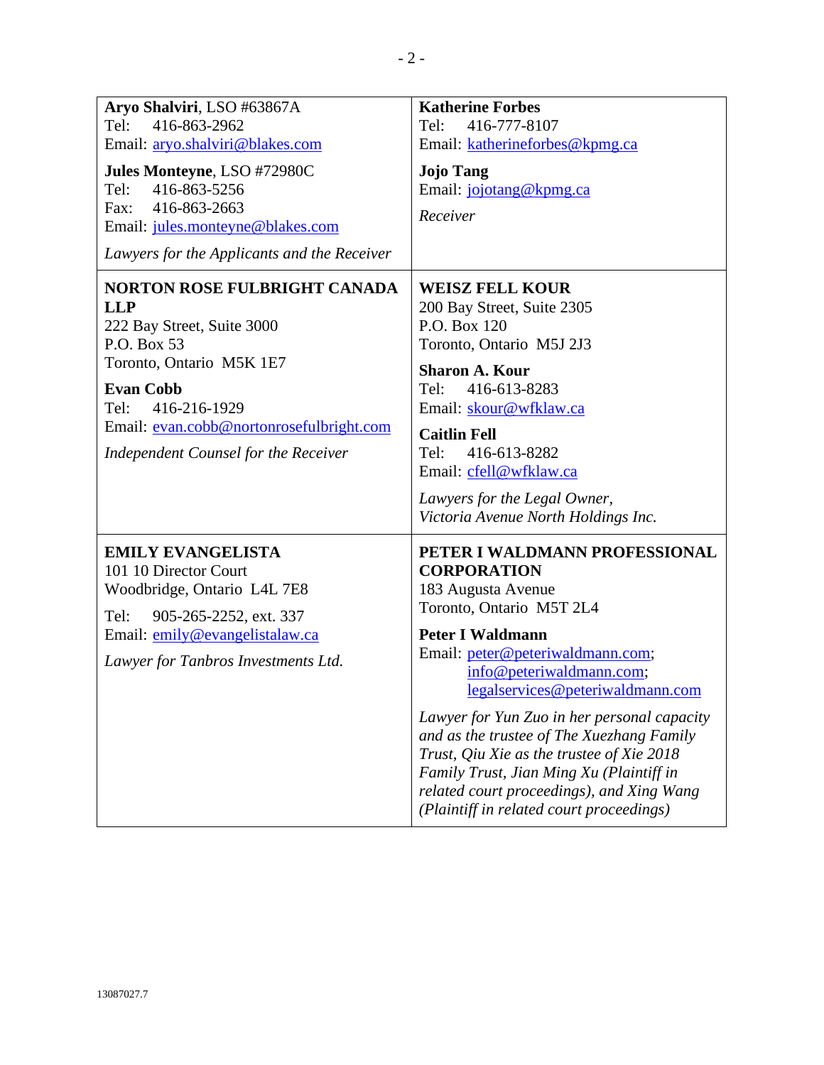| | |
|---|---|
| **Aryo Shalviri**, LSO #63867A<br>Tel: 416-863-2962<br>Email: aryo.shalviri@blakes.com<br><br>**Jules Monteyne**, LSO #72980C<br>Tel: 416-863-5256<br>Fax: 416-863-2663<br>Email: jules.monteyne@blakes.com<br><br>*Lawyers for the Applicants and the Receiver* | **Katherine Forbes**<br>Tel: 416-777-8107<br>Email: katherineforbes@kpmg.ca<br><br>**Jojo Tang**<br>Email: jojotang@kpmg.ca<br><br>*Receiver* |
| **NORTON ROSE FULBRIGHT CANADA LLP**<br>222 Bay Street, Suite 3000<br>P.O. Box 53<br>Toronto, Ontario M5K 1E7<br><br>**Evan Cobb**<br>Tel: 416-216-1929<br>Email: evan.cobb@nortonrosefulbright.com<br><br>*Independent Counsel for the Receiver* | **WEISZ FELL KOUR**<br>200 Bay Street, Suite 2305<br>P.O. Box 120<br>Toronto, Ontario M5J 2J3<br><br>**Sharon A. Kour**<br>Tel: 416-613-8283<br>Email: skour@wfklaw.ca<br><br>**Caitlin Fell**<br>Tel: 416-613-8282<br>Email: cfell@wfklaw.ca<br><br>*Lawyers for the Legal Owner, Victoria Avenue North Holdings Inc.* |
| **EMILY EVANGELISTA**<br>101 10 Director Court<br>Woodbridge, Ontario L4L 7E8<br><br>Tel: 905-265-2252, ext. 337<br>Email: emily@evangelistalaw.ca<br><br>*Lawyer for Tanbros Investments Ltd.* | **PETER I WALDMANN PROFESSIONAL CORPORATION**<br>183 Augusta Avenue<br>Toronto, Ontario M5T 2L4<br><br>**Peter I Waldmann**<br>Email: peter@peteriwaldmann.com; info@peteriwaldmann.com; legalservices@peteriwaldmann.com<br><br>*Lawyer for Yun Zuo in her personal capacity and as the trustee of The Xuezhang Family Trust, Qiu Xie as the trustee of Xie 2018 Family Trust, Jian Ming Xu (Plaintiff in related court proceedings), and Xing Wang (Plaintiff in related court proceedings)* |

13087027.7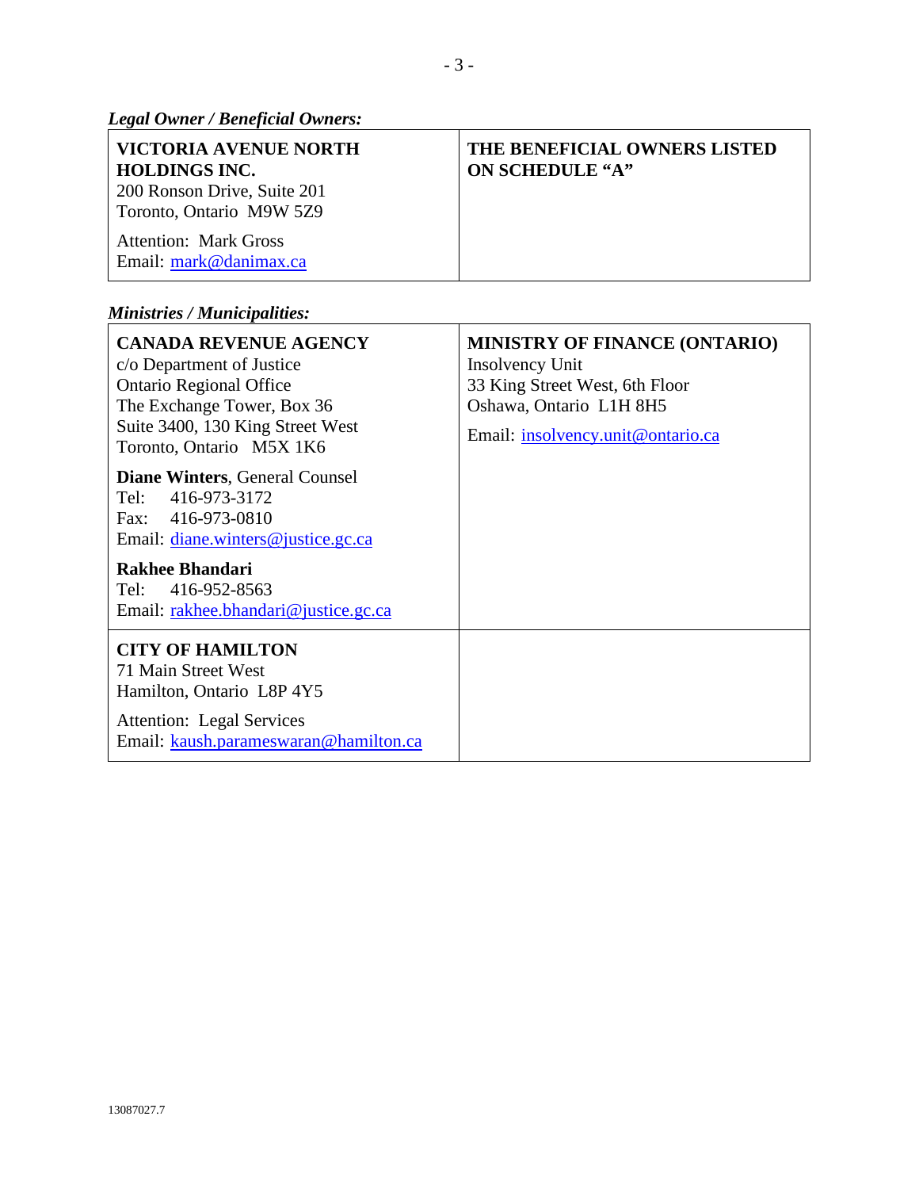*Legal Owner / Beneficial Owners:*

| | |
|---|---|
| **VICTORIA AVENUE NORTH HOLDINGS INC.**<br>200 Ronson Drive, Suite 201<br>Toronto, Ontario M9W 5Z9<br><br>Attention: Mark Gross<br>Email: mark@danimax.ca | **THE BENEFICIAL OWNERS LISTED ON SCHEDULE "A"** |

*Ministries / Municipalities:*

| | |
|---|---|
| **CANADA REVENUE AGENCY**<br>c/o Department of Justice<br>Ontario Regional Office<br>The Exchange Tower, Box 36<br>Suite 3400, 130 King Street West<br>Toronto, Ontario M5X 1K6<br><br>**Diane Winters**, General Counsel<br>Tel: 416-973-3172<br>Fax: 416-973-0810<br>Email: diane.winters@justice.gc.ca<br><br>**Rakhee Bhandari**<br>Tel: 416-952-8563<br>Email: rakhee.bhandari@justice.gc.ca | **MINISTRY OF FINANCE (ONTARIO)**<br>Insolvency Unit<br>33 King Street West, 6th Floor<br>Oshawa, Ontario L1H 8H5<br><br>Email: insolvency.unit@ontario.ca |
| **CITY OF HAMILTON**<br>71 Main Street West<br>Hamilton, Ontario L8P 4Y5<br><br>Attention: Legal Services<br>Email: kaush.parameswaran@hamilton.ca | |

13087027.7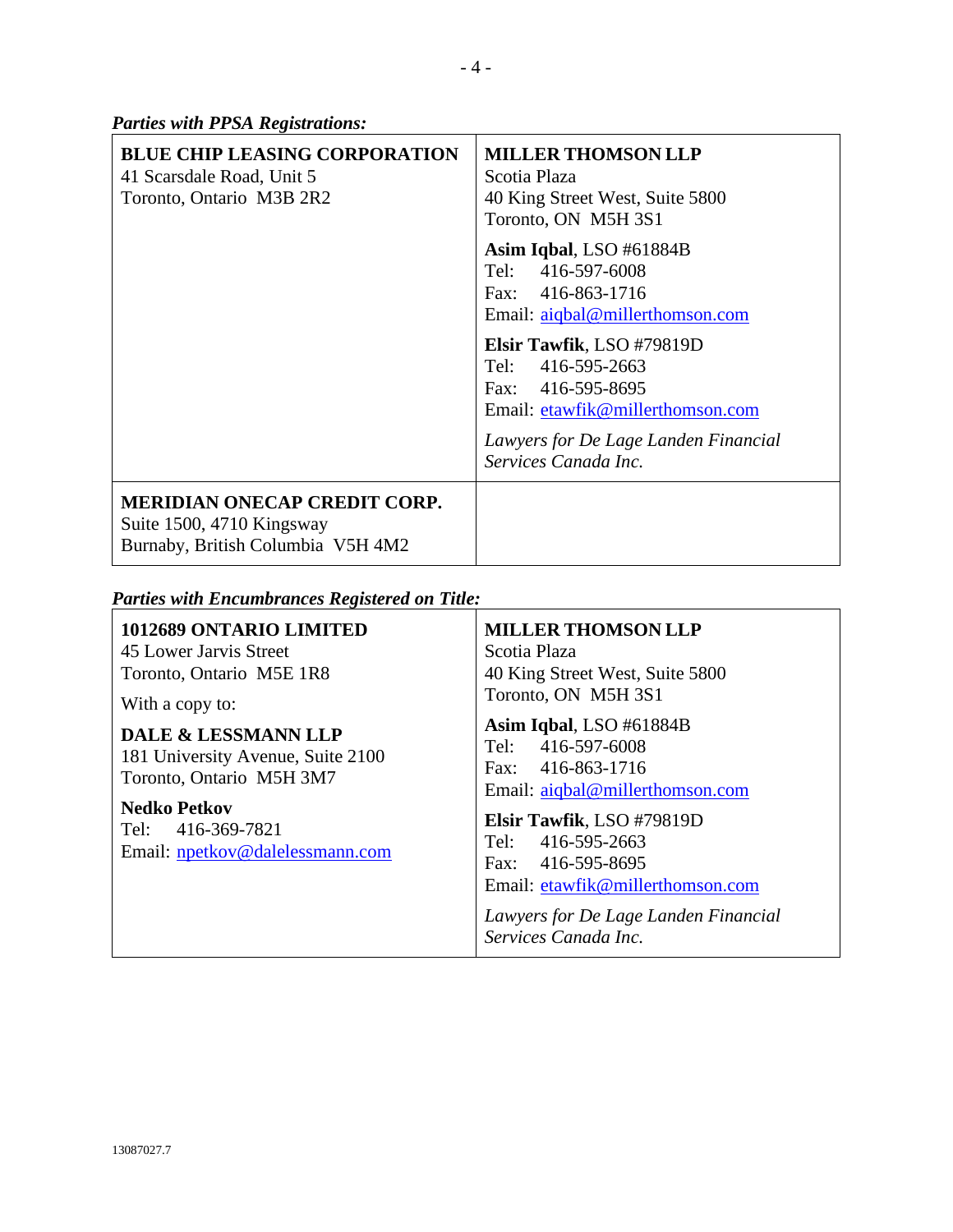***Parties with PPSA Registrations:***

| | |
|---|---|
| **BLUE CHIP LEASING CORPORATION**<br>41 Scarsdale Road, Unit 5<br>Toronto, Ontario M3B 2R2 | **MILLER THOMSON LLP**<br>Scotia Plaza<br>40 King Street West, Suite 5800<br>Toronto, ON M5H 3S1<br><br>**Asim Iqbal**, LSO #61884B<br>Tel: 416-597-6008<br>Fax: 416-863-1716<br>Email: aiqbal@millerthomson.com<br><br>**Elsir Tawfik**, LSO #79819D<br>Tel: 416-595-2663<br>Fax: 416-595-8695<br>Email: etawfik@millerthomson.com<br><br>*Lawyers for De Lage Landen Financial Services Canada Inc.* |
| **MERIDIAN ONECAP CREDIT CORP.**<br>Suite 1500, 4710 Kingsway<br>Burnaby, British Columbia V5H 4M2 | |

***Parties with Encumbrances Registered on Title:***

| | |
|---|---|
| **1012689 ONTARIO LIMITED**<br>45 Lower Jarvis Street<br>Toronto, Ontario M5E 1R8<br><br>With a copy to:<br><br>**DALE & LESSMANN LLP**<br>181 University Avenue, Suite 2100<br>Toronto, Ontario M5H 3M7<br><br>**Nedko Petkov**<br>Tel: 416-369-7821<br>Email: npetkov@dalelessmann.com | **MILLER THOMSON LLP**<br>Scotia Plaza<br>40 King Street West, Suite 5800<br>Toronto, ON M5H 3S1<br><br>**Asim Iqbal**, LSO #61884B<br>Tel: 416-597-6008<br>Fax: 416-863-1716<br>Email: aiqbal@millerthomson.com<br><br>**Elsir Tawfik**, LSO #79819D<br>Tel: 416-595-2663<br>Fax: 416-595-8695<br>Email: etawfik@millerthomson.com<br><br>*Lawyers for De Lage Landen Financial Services Canada Inc.* |

13087027.7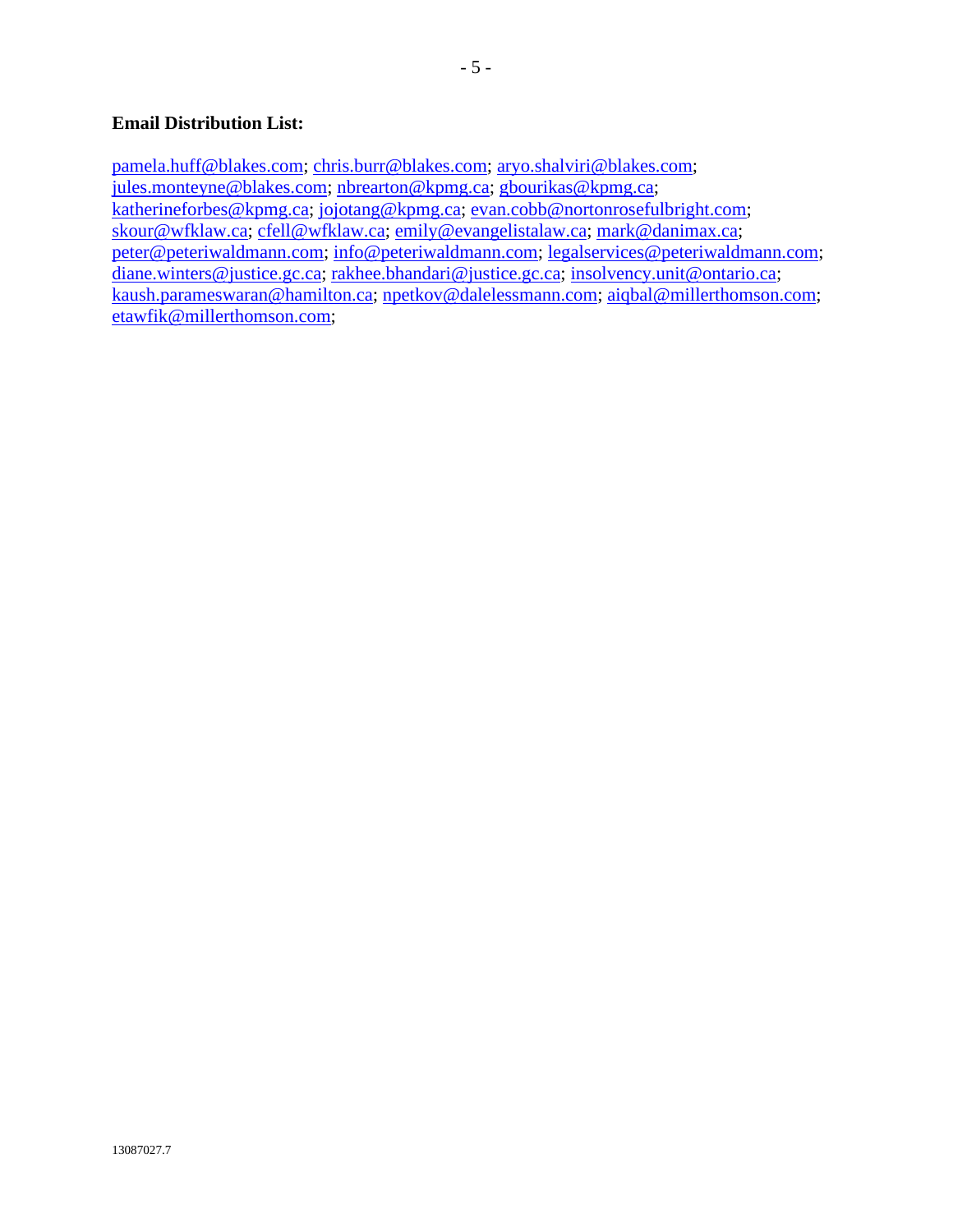**Email Distribution List:**

pamela.huff@blakes.com; chris.burr@blakes.com; aryo.shalviri@blakes.com; jules.monteyne@blakes.com; nbrearton@kpmg.ca; gbourikas@kpmg.ca; katherineforbes@kpmg.ca; jojotang@kpmg.ca; evan.cobb@nortonrosefulbright.com; skour@wfklaw.ca; cfell@wfklaw.ca; emily@evangelistalaw.ca; mark@danimax.ca; peter@peteriwaldmann.com; info@peteriwaldmann.com; legalservices@peteriwaldmann.com; diane.winters@justice.gc.ca; rakhee.bhandari@justice.gc.ca; insolvency.unit@ontario.ca; kaush.parameswaran@hamilton.ca; npetkov@dalelessmann.com; aiqbal@millerthomson.com; etawfik@millerthomson.com;

13087027.7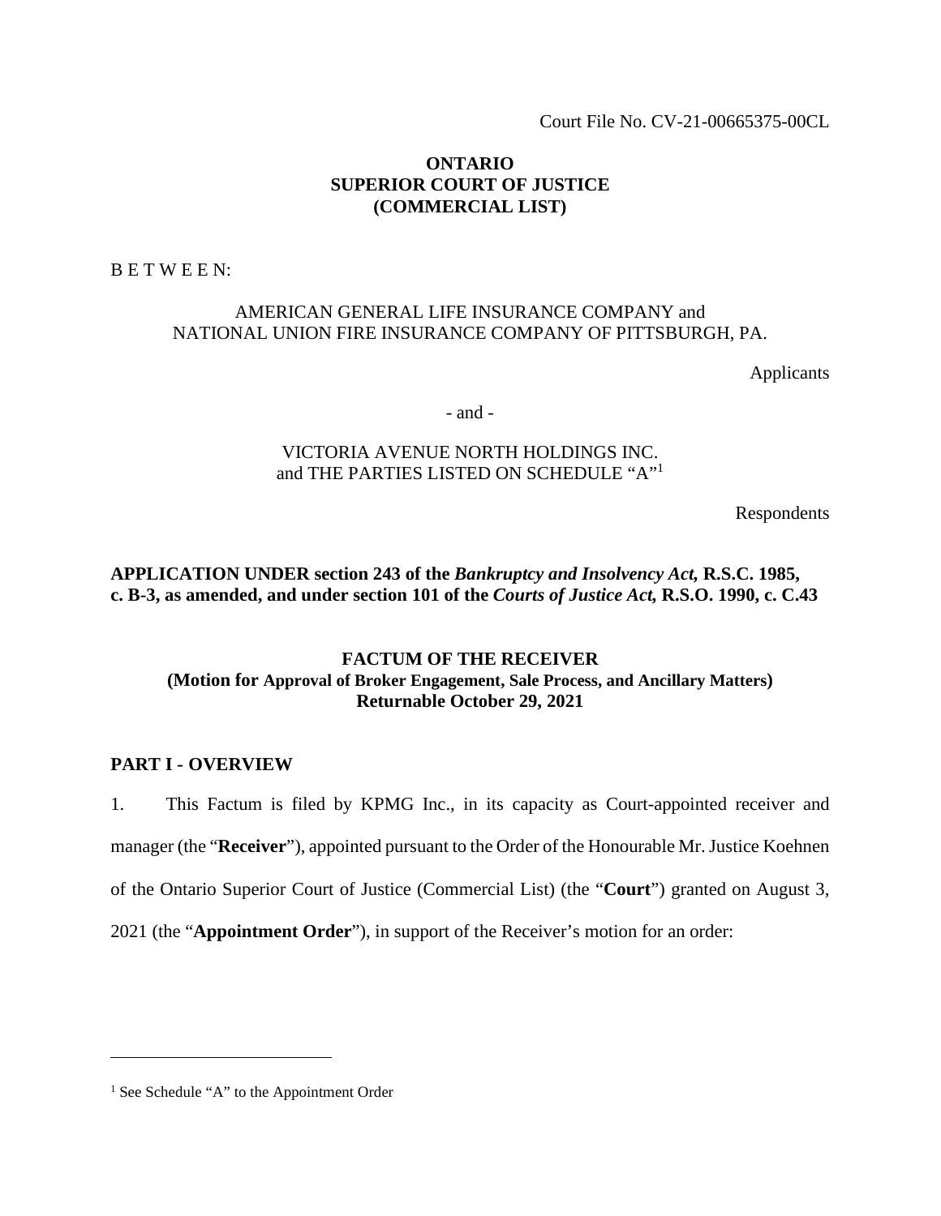Court File No. CV-21-00665375-00CL

**ONTARIO**
**SUPERIOR COURT OF JUSTICE**
**(COMMERCIAL LIST)**

B E T W E E N:

AMERICAN GENERAL LIFE INSURANCE COMPANY and
NATIONAL UNION FIRE INSURANCE COMPANY OF PITTSBURGH, PA.

Applicants

\- and -

VICTORIA AVENUE NORTH HOLDINGS INC.
and THE PARTIES LISTED ON SCHEDULE "A"[1]

Respondents

**APPLICATION UNDER section 243 of the *Bankruptcy and Insolvency Act,* R.S.C. 1985, c. B-3, as amended, and under section 101 of the *Courts of Justice Act,* R.S.O. 1990, c. C.43**

**FACTUM OF THE RECEIVER**
**(Motion for Approval of Broker Engagement, Sale Process, and Ancillary Matters)**
**Returnable October 29, 2021**

## PART I - OVERVIEW

1. This Factum is filed by KPMG Inc., in its capacity as Court-appointed receiver and manager (the "**Receiver**"), appointed pursuant to the Order of the Honourable Mr. Justice Koehnen of the Ontario Superior Court of Justice (Commercial List) (the "**Court**") granted on August 3, 2021 (the "**Appointment Order**"), in support of the Receiver's motion for an order:

---

[1] See Schedule "A" to the Appointment Order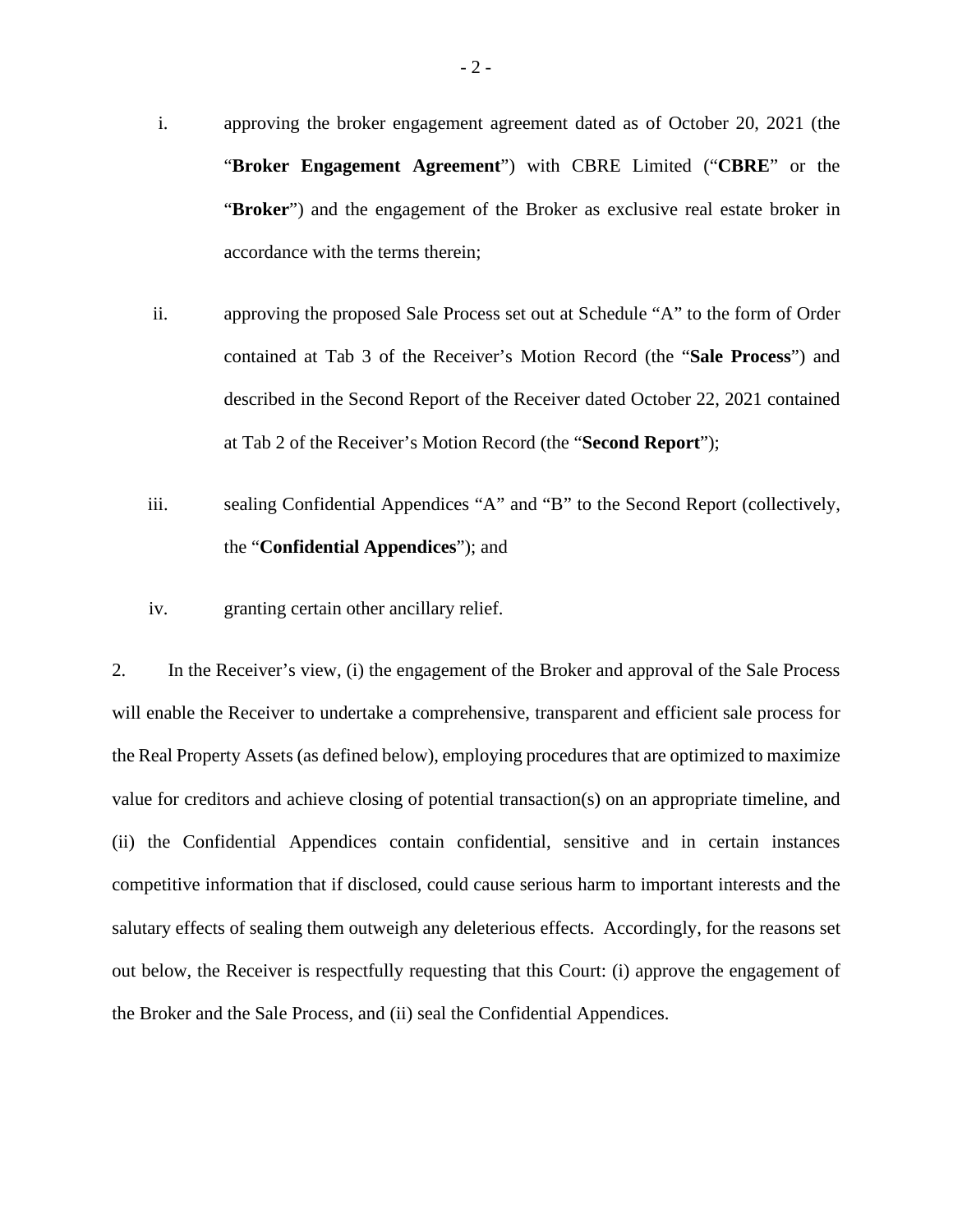i. approving the broker engagement agreement dated as of October 20, 2021 (the "**Broker Engagement Agreement**") with CBRE Limited ("**CBRE**" or the "**Broker**") and the engagement of the Broker as exclusive real estate broker in accordance with the terms therein;

ii. approving the proposed Sale Process set out at Schedule "A" to the form of Order contained at Tab 3 of the Receiver's Motion Record (the "**Sale Process**") and described in the Second Report of the Receiver dated October 22, 2021 contained at Tab 2 of the Receiver's Motion Record (the "**Second Report**");

iii. sealing Confidential Appendices "A" and "B" to the Second Report (collectively, the "**Confidential Appendices**"); and

iv. granting certain other ancillary relief.

2. In the Receiver's view, (i) the engagement of the Broker and approval of the Sale Process will enable the Receiver to undertake a comprehensive, transparent and efficient sale process for the Real Property Assets (as defined below), employing procedures that are optimized to maximize value for creditors and achieve closing of potential transaction(s) on an appropriate timeline, and (ii) the Confidential Appendices contain confidential, sensitive and in certain instances competitive information that if disclosed, could cause serious harm to important interests and the salutary effects of sealing them outweigh any deleterious effects. Accordingly, for the reasons set out below, the Receiver is respectfully requesting that this Court: (i) approve the engagement of the Broker and the Sale Process, and (ii) seal the Confidential Appendices.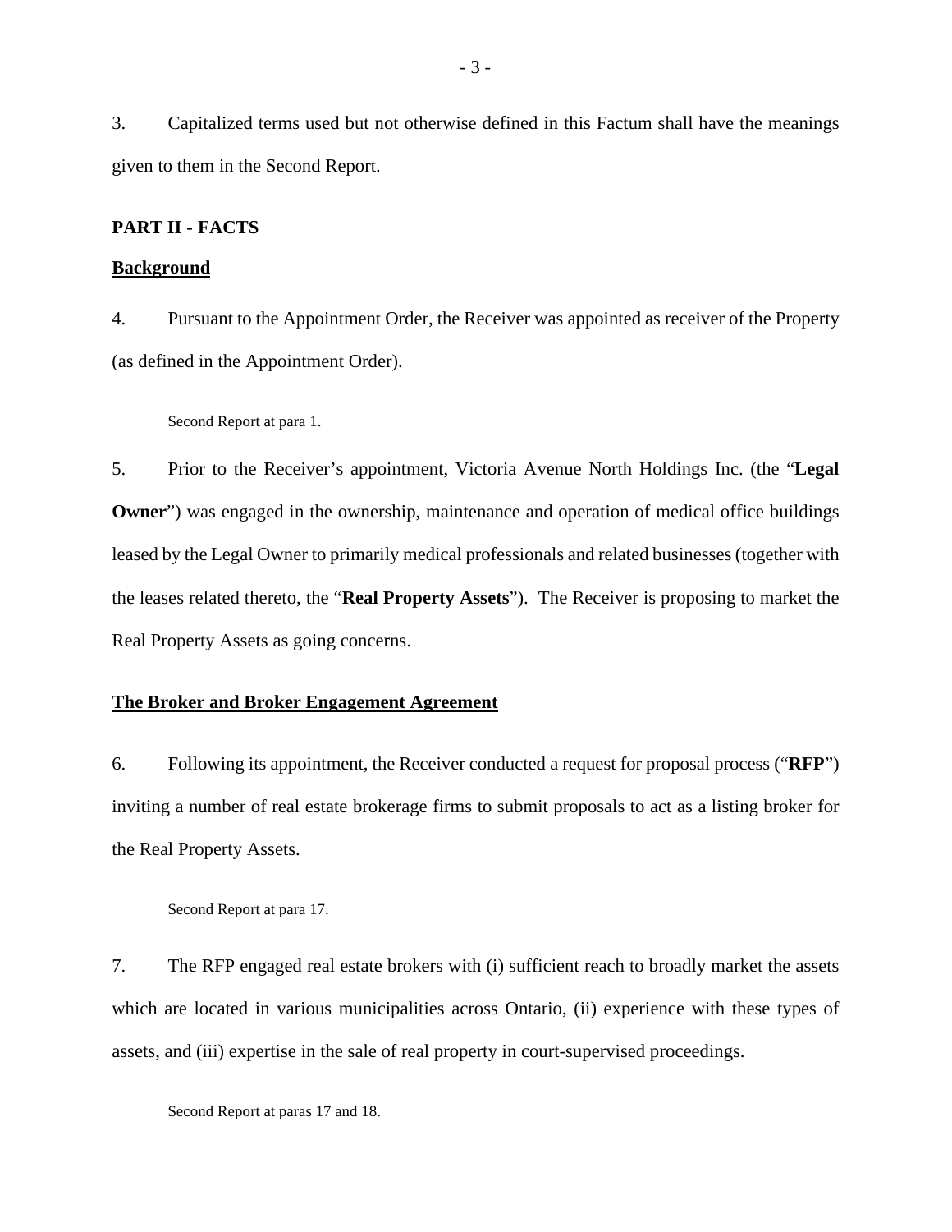3. Capitalized terms used but not otherwise defined in this Factum shall have the meanings given to them in the Second Report.

## PART II - FACTS

### Background

4. Pursuant to the Appointment Order, the Receiver was appointed as receiver of the Property (as defined in the Appointment Order).

Second Report at para 1.

5. Prior to the Receiver's appointment, Victoria Avenue North Holdings Inc. (the "**Legal Owner**") was engaged in the ownership, maintenance and operation of medical office buildings leased by the Legal Owner to primarily medical professionals and related businesses (together with the leases related thereto, the "**Real Property Assets**"). The Receiver is proposing to market the Real Property Assets as going concerns.

### The Broker and Broker Engagement Agreement

6. Following its appointment, the Receiver conducted a request for proposal process ("**RFP**") inviting a number of real estate brokerage firms to submit proposals to act as a listing broker for the Real Property Assets.

Second Report at para 17.

7. The RFP engaged real estate brokers with (i) sufficient reach to broadly market the assets which are located in various municipalities across Ontario, (ii) experience with these types of assets, and (iii) expertise in the sale of real property in court-supervised proceedings.

Second Report at paras 17 and 18.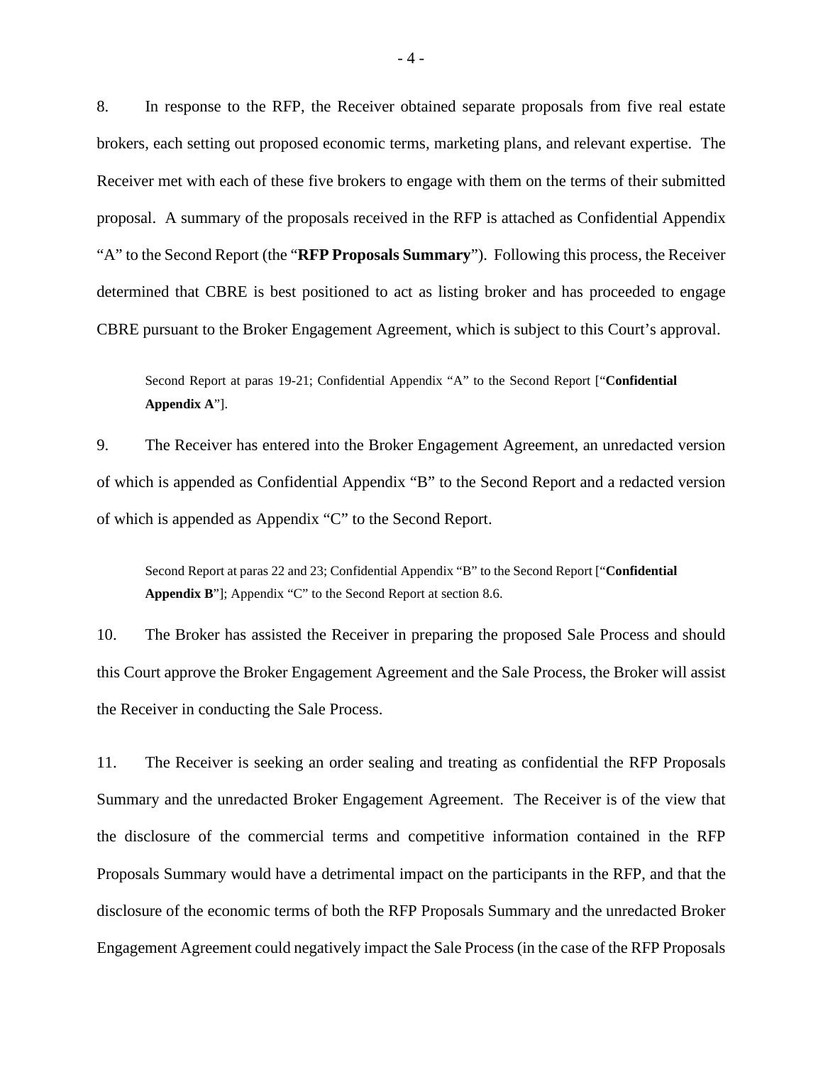8. In response to the RFP, the Receiver obtained separate proposals from five real estate brokers, each setting out proposed economic terms, marketing plans, and relevant expertise. The Receiver met with each of these five brokers to engage with them on the terms of their submitted proposal. A summary of the proposals received in the RFP is attached as Confidential Appendix "A" to the Second Report (the "**RFP Proposals Summary**"). Following this process, the Receiver determined that CBRE is best positioned to act as listing broker and has proceeded to engage CBRE pursuant to the Broker Engagement Agreement, which is subject to this Court's approval.

> Second Report at paras 19-21; Confidential Appendix "A" to the Second Report ["**Confidential Appendix A**"].

9. The Receiver has entered into the Broker Engagement Agreement, an unredacted version of which is appended as Confidential Appendix "B" to the Second Report and a redacted version of which is appended as Appendix "C" to the Second Report.

> Second Report at paras 22 and 23; Confidential Appendix "B" to the Second Report ["**Confidential Appendix B**"]; Appendix "C" to the Second Report at section 8.6.

10. The Broker has assisted the Receiver in preparing the proposed Sale Process and should this Court approve the Broker Engagement Agreement and the Sale Process, the Broker will assist the Receiver in conducting the Sale Process.

11. The Receiver is seeking an order sealing and treating as confidential the RFP Proposals Summary and the unredacted Broker Engagement Agreement. The Receiver is of the view that the disclosure of the commercial terms and competitive information contained in the RFP Proposals Summary would have a detrimental impact on the participants in the RFP, and that the disclosure of the economic terms of both the RFP Proposals Summary and the unredacted Broker Engagement Agreement could negatively impact the Sale Process (in the case of the RFP Proposals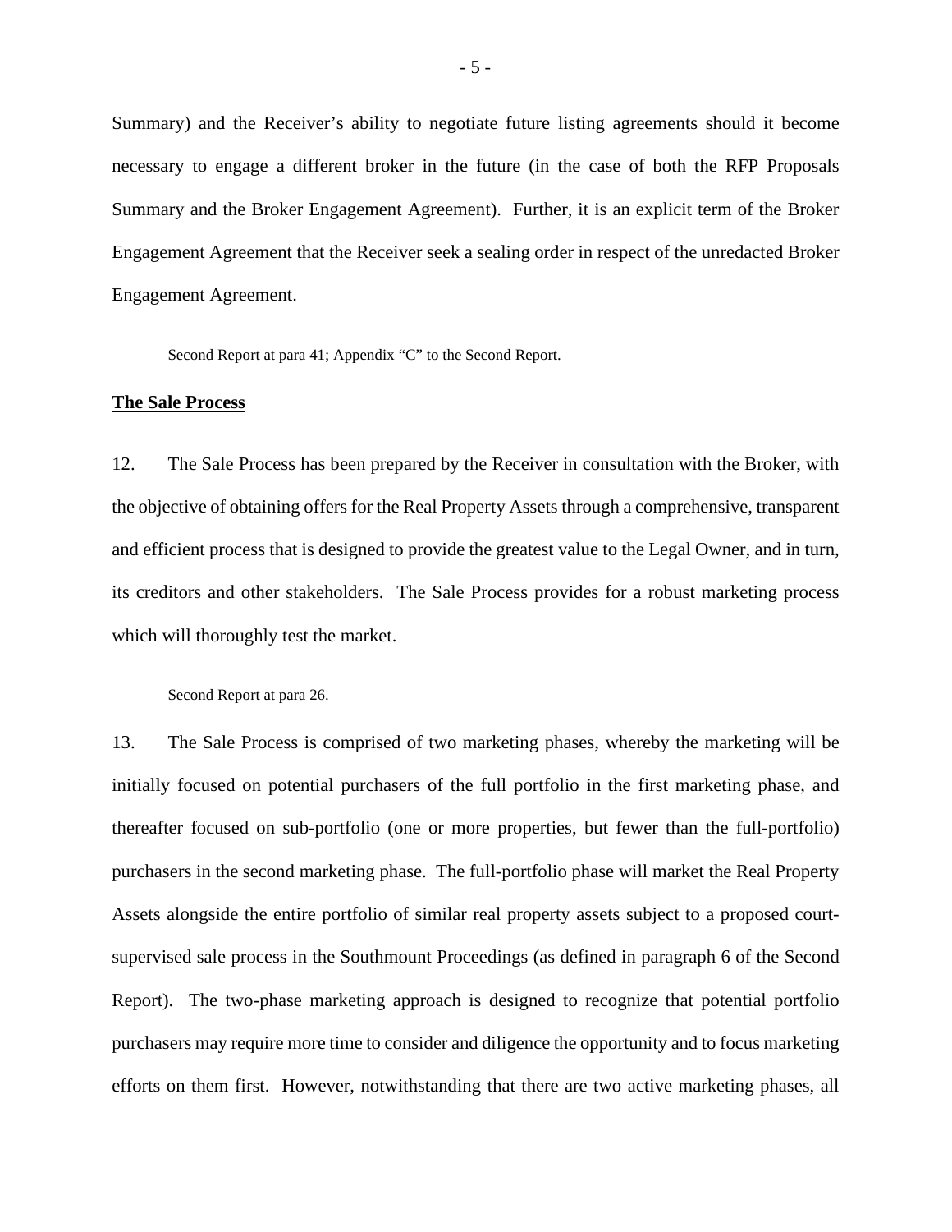Summary) and the Receiver's ability to negotiate future listing agreements should it become necessary to engage a different broker in the future (in the case of both the RFP Proposals Summary and the Broker Engagement Agreement). Further, it is an explicit term of the Broker Engagement Agreement that the Receiver seek a sealing order in respect of the unredacted Broker Engagement Agreement.

Second Report at para 41; Appendix "C" to the Second Report.

**The Sale Process**

12. The Sale Process has been prepared by the Receiver in consultation with the Broker, with the objective of obtaining offers for the Real Property Assets through a comprehensive, transparent and efficient process that is designed to provide the greatest value to the Legal Owner, and in turn, its creditors and other stakeholders. The Sale Process provides for a robust marketing process which will thoroughly test the market.

Second Report at para 26.

13. The Sale Process is comprised of two marketing phases, whereby the marketing will be initially focused on potential purchasers of the full portfolio in the first marketing phase, and thereafter focused on sub-portfolio (one or more properties, but fewer than the full-portfolio) purchasers in the second marketing phase. The full-portfolio phase will market the Real Property Assets alongside the entire portfolio of similar real property assets subject to a proposed court-supervised sale process in the Southmount Proceedings (as defined in paragraph 6 of the Second Report). The two-phase marketing approach is designed to recognize that potential portfolio purchasers may require more time to consider and diligence the opportunity and to focus marketing efforts on them first. However, notwithstanding that there are two active marketing phases, all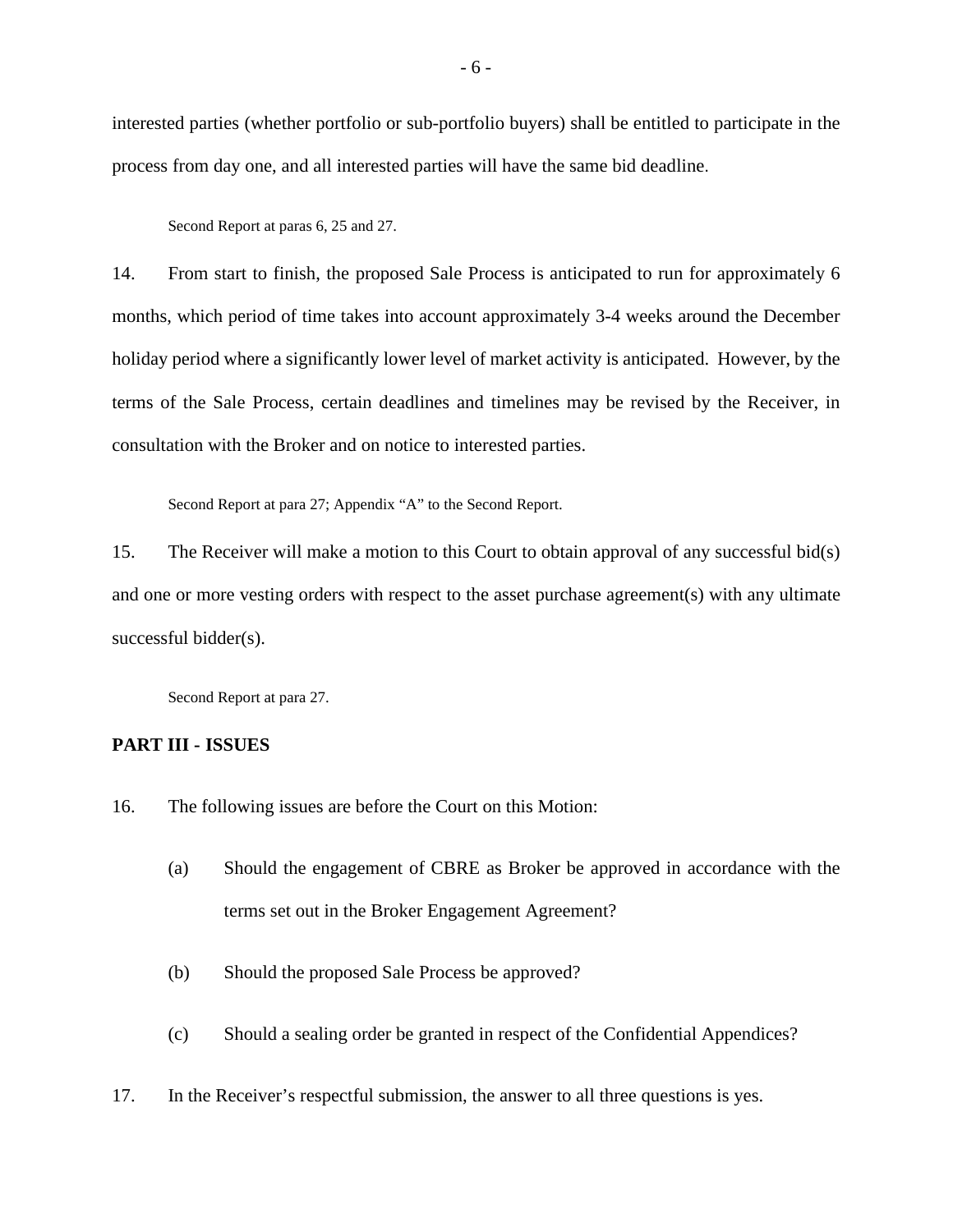interested parties (whether portfolio or sub-portfolio buyers) shall be entitled to participate in the process from day one, and all interested parties will have the same bid deadline.

Second Report at paras 6, 25 and 27.

14. From start to finish, the proposed Sale Process is anticipated to run for approximately 6 months, which period of time takes into account approximately 3-4 weeks around the December holiday period where a significantly lower level of market activity is anticipated. However, by the terms of the Sale Process, certain deadlines and timelines may be revised by the Receiver, in consultation with the Broker and on notice to interested parties.

Second Report at para 27; Appendix "A" to the Second Report.

15. The Receiver will make a motion to this Court to obtain approval of any successful bid(s) and one or more vesting orders with respect to the asset purchase agreement(s) with any ultimate successful bidder(s).

Second Report at para 27.

## PART III - ISSUES

16. The following issues are before the Court on this Motion:

(a) Should the engagement of CBRE as Broker be approved in accordance with the terms set out in the Broker Engagement Agreement?

(b) Should the proposed Sale Process be approved?

(c) Should a sealing order be granted in respect of the Confidential Appendices?

17. In the Receiver's respectful submission, the answer to all three questions is yes.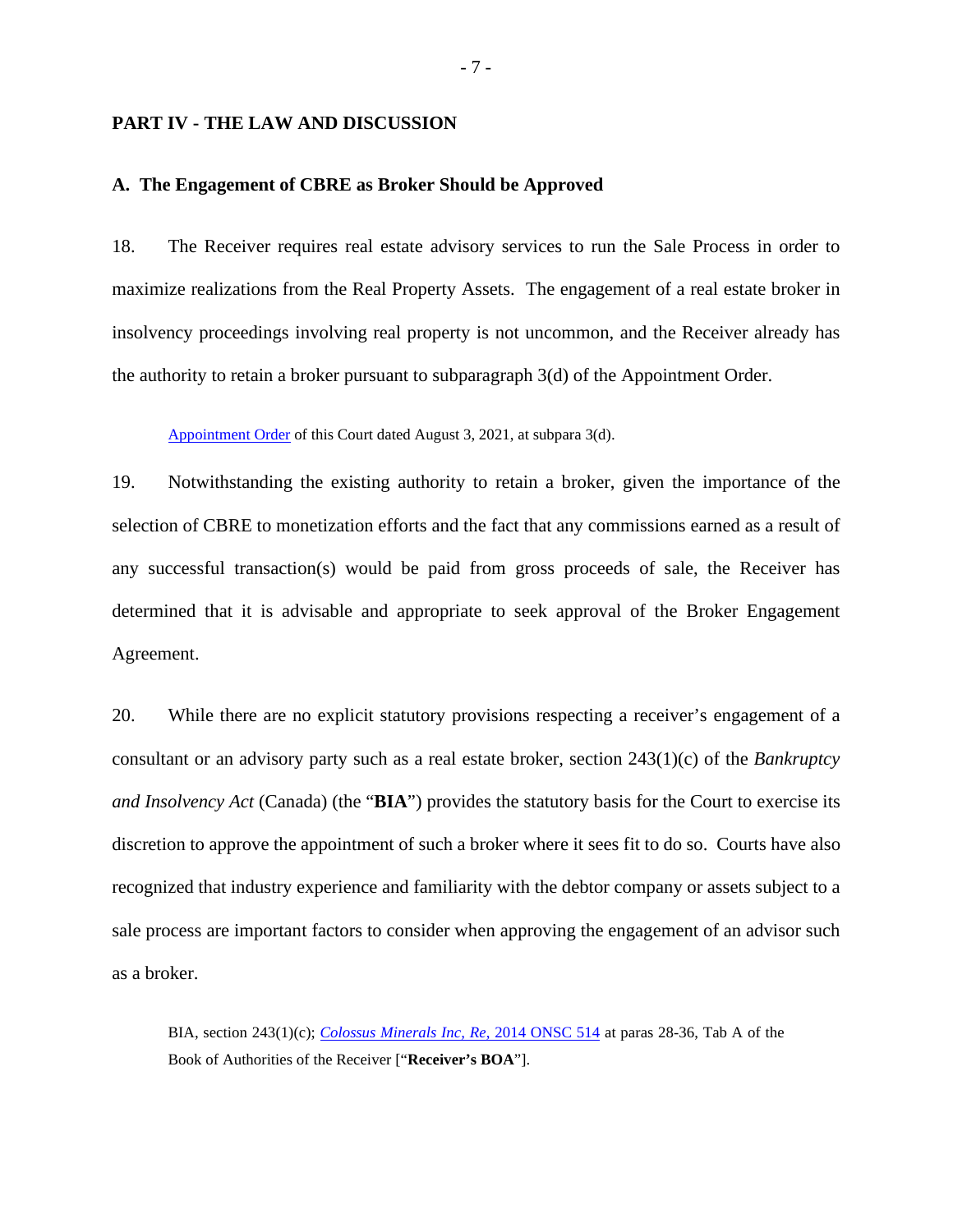## PART IV - THE LAW AND DISCUSSION

### A. The Engagement of CBRE as Broker Should be Approved

18. The Receiver requires real estate advisory services to run the Sale Process in order to maximize realizations from the Real Property Assets. The engagement of a real estate broker in insolvency proceedings involving real property is not uncommon, and the Receiver already has the authority to retain a broker pursuant to subparagraph 3(d) of the Appointment Order.

> Appointment Order of this Court dated August 3, 2021, at subpara 3(d).

19. Notwithstanding the existing authority to retain a broker, given the importance of the selection of CBRE to monetization efforts and the fact that any commissions earned as a result of any successful transaction(s) would be paid from gross proceeds of sale, the Receiver has determined that it is advisable and appropriate to seek approval of the Broker Engagement Agreement.

20. While there are no explicit statutory provisions respecting a receiver's engagement of a consultant or an advisory party such as a real estate broker, section 243(1)(c) of the *Bankruptcy and Insolvency Act* (Canada) (the "**BIA**") provides the statutory basis for the Court to exercise its discretion to approve the appointment of such a broker where it sees fit to do so. Courts have also recognized that industry experience and familiarity with the debtor company or assets subject to a sale process are important factors to consider when approving the engagement of an advisor such as a broker.

> BIA, section 243(1)(c); *Colossus Minerals Inc, Re,* 2014 ONSC 514 at paras 28-36, Tab A of the Book of Authorities of the Receiver ["**Receiver's BOA**"].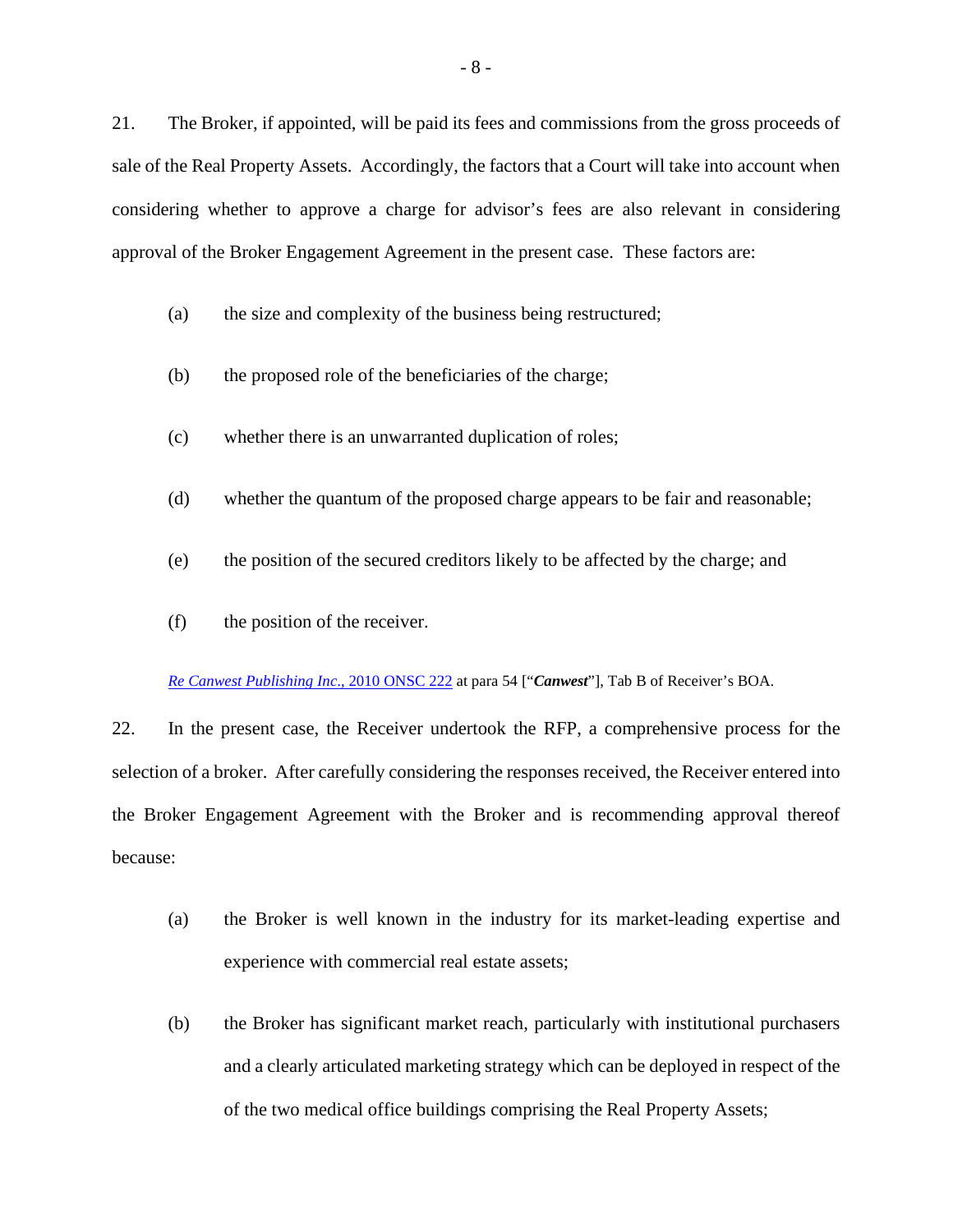21. The Broker, if appointed, will be paid its fees and commissions from the gross proceeds of sale of the Real Property Assets. Accordingly, the factors that a Court will take into account when considering whether to approve a charge for advisor's fees are also relevant in considering approval of the Broker Engagement Agreement in the present case. These factors are:

(a) the size and complexity of the business being restructured;

(b) the proposed role of the beneficiaries of the charge;

(c) whether there is an unwarranted duplication of roles;

(d) whether the quantum of the proposed charge appears to be fair and reasonable;

(e) the position of the secured creditors likely to be affected by the charge; and

(f) the position of the receiver.

*Re Canwest Publishing Inc.*, 2010 ONSC 222 at para 54 ["***Canwest***"], Tab B of Receiver's BOA.

22. In the present case, the Receiver undertook the RFP, a comprehensive process for the selection of a broker. After carefully considering the responses received, the Receiver entered into the Broker Engagement Agreement with the Broker and is recommending approval thereof because:

(a) the Broker is well known in the industry for its market-leading expertise and experience with commercial real estate assets;

(b) the Broker has significant market reach, particularly with institutional purchasers and a clearly articulated marketing strategy which can be deployed in respect of the of the two medical office buildings comprising the Real Property Assets;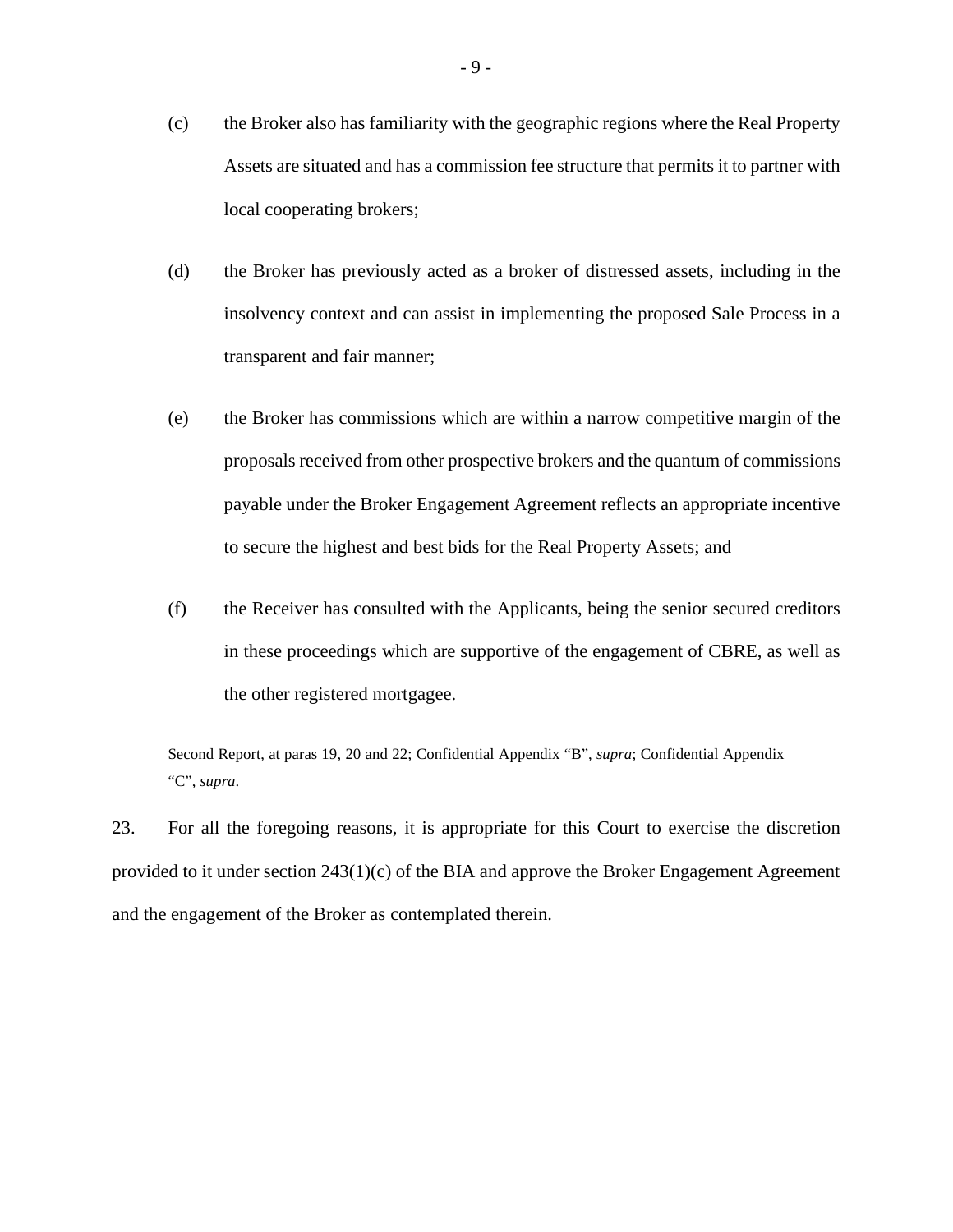(c) the Broker also has familiarity with the geographic regions where the Real Property Assets are situated and has a commission fee structure that permits it to partner with local cooperating brokers;

(d) the Broker has previously acted as a broker of distressed assets, including in the insolvency context and can assist in implementing the proposed Sale Process in a transparent and fair manner;

(e) the Broker has commissions which are within a narrow competitive margin of the proposals received from other prospective brokers and the quantum of commissions payable under the Broker Engagement Agreement reflects an appropriate incentive to secure the highest and best bids for the Real Property Assets; and

(f) the Receiver has consulted with the Applicants, being the senior secured creditors in these proceedings which are supportive of the engagement of CBRE, as well as the other registered mortgagee.

Second Report, at paras 19, 20 and 22; Confidential Appendix "B", *supra*; Confidential Appendix "C", *supra*.

23. For all the foregoing reasons, it is appropriate for this Court to exercise the discretion provided to it under section 243(1)(c) of the BIA and approve the Broker Engagement Agreement and the engagement of the Broker as contemplated therein.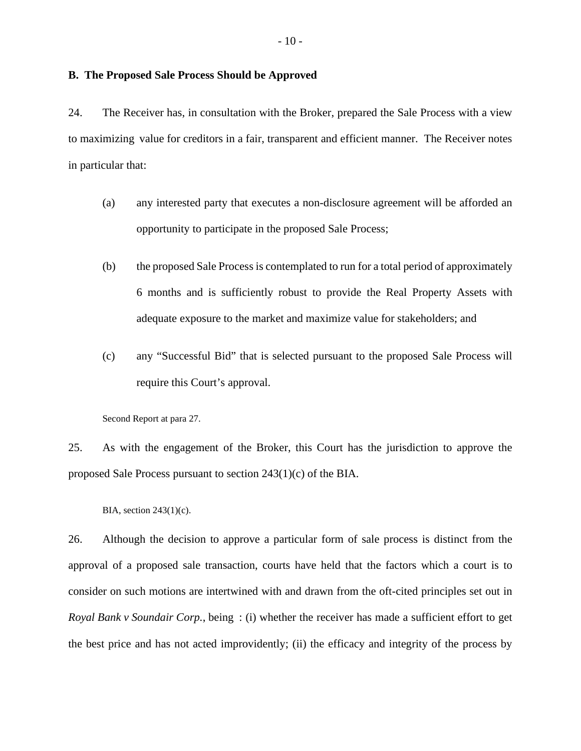**B. The Proposed Sale Process Should be Approved**

24. The Receiver has, in consultation with the Broker, prepared the Sale Process with a view to maximizing value for creditors in a fair, transparent and efficient manner. The Receiver notes in particular that:

(a) any interested party that executes a non-disclosure agreement will be afforded an opportunity to participate in the proposed Sale Process;

(b) the proposed Sale Process is contemplated to run for a total period of approximately 6 months and is sufficiently robust to provide the Real Property Assets with adequate exposure to the market and maximize value for stakeholders; and

(c) any "Successful Bid" that is selected pursuant to the proposed Sale Process will require this Court's approval.

Second Report at para 27.

25. As with the engagement of the Broker, this Court has the jurisdiction to approve the proposed Sale Process pursuant to section 243(1)(c) of the BIA.

BIA, section 243(1)(c).

26. Although the decision to approve a particular form of sale process is distinct from the approval of a proposed sale transaction, courts have held that the factors which a court is to consider on such motions are intertwined with and drawn from the oft-cited principles set out in *Royal Bank v Soundair Corp.*, being : (i) whether the receiver has made a sufficient effort to get the best price and has not acted improvidently; (ii) the efficacy and integrity of the process by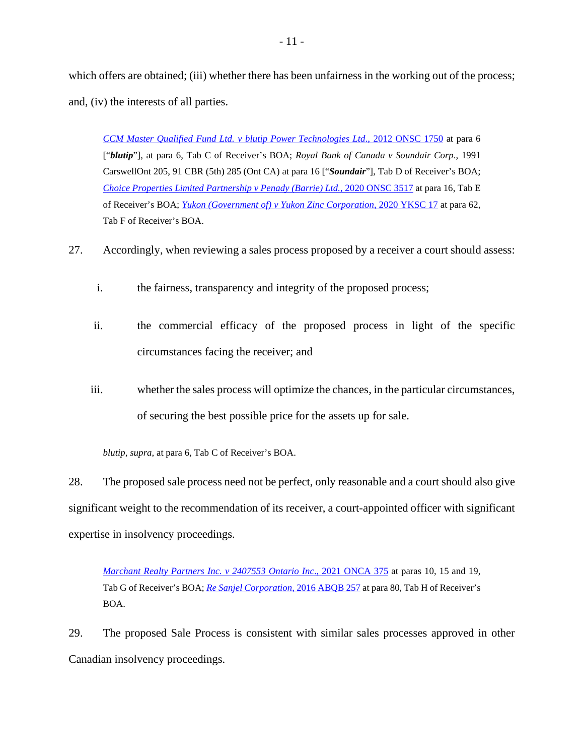which offers are obtained; (iii) whether there has been unfairness in the working out of the process; and, (iv) the interests of all parties.

> *CCM Master Qualified Fund Ltd. v blutip Power Technologies Ltd.*, 2012 ONSC 1750 at para 6 ["***blutip***"], at para 6, Tab C of Receiver's BOA; *Royal Bank of Canada v Soundair Corp*., 1991 CarswellOnt 205, 91 CBR (5th) 285 (Ont CA) at para 16 ["***Soundair***"], Tab D of Receiver's BOA; *Choice Properties Limited Partnership v Penady (Barrie) Ltd.*, 2020 ONSC 3517 at para 16, Tab E of Receiver's BOA; *Yukon (Government of) v Yukon Zinc Corporation*, 2020 YKSC 17 at para 62, Tab F of Receiver's BOA.

27. Accordingly, when reviewing a sales process proposed by a receiver a court should assess:

i. the fairness, transparency and integrity of the proposed process;

ii. the commercial efficacy of the proposed process in light of the specific circumstances facing the receiver; and

iii. whether the sales process will optimize the chances, in the particular circumstances, of securing the best possible price for the assets up for sale.

> *blutip*, *supra*, at para 6, Tab C of Receiver's BOA.

28. The proposed sale process need not be perfect, only reasonable and a court should also give significant weight to the recommendation of its receiver, a court-appointed officer with significant expertise in insolvency proceedings.

> *Marchant Realty Partners Inc. v 2407553 Ontario Inc*., 2021 ONCA 375 at paras 10, 15 and 19, Tab G of Receiver's BOA; *Re Sanjel Corporation*, 2016 ABQB 257 at para 80, Tab H of Receiver's BOA.

29. The proposed Sale Process is consistent with similar sales processes approved in other Canadian insolvency proceedings.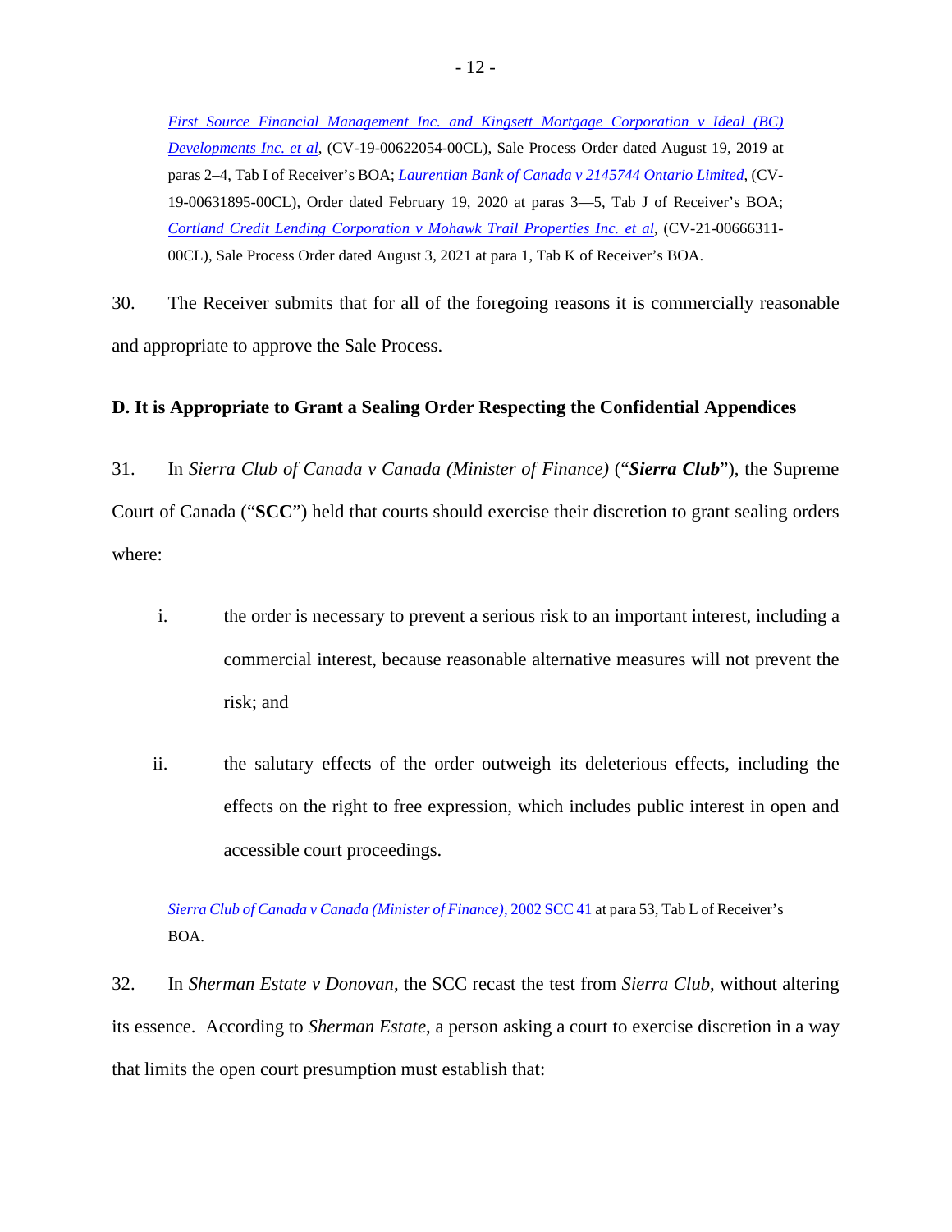*First Source Financial Management Inc. and Kingsett Mortgage Corporation v Ideal (BC) Developments Inc. et al*, (CV-19-00622054-00CL), Sale Process Order dated August 19, 2019 at paras 2–4, Tab I of Receiver's BOA; *Laurentian Bank of Canada v 2145744 Ontario Limited*, (CV-19-00631895-00CL), Order dated February 19, 2020 at paras 3—5, Tab J of Receiver's BOA; *Cortland Credit Lending Corporation v Mohawk Trail Properties Inc. et al*, (CV-21-00666311-00CL), Sale Process Order dated August 3, 2021 at para 1, Tab K of Receiver's BOA.

30. The Receiver submits that for all of the foregoing reasons it is commercially reasonable and appropriate to approve the Sale Process.

### D. It is Appropriate to Grant a Sealing Order Respecting the Confidential Appendices

31. In *Sierra Club of Canada v Canada (Minister of Finance)* ("***Sierra Club***"), the Supreme Court of Canada ("**SCC**") held that courts should exercise their discretion to grant sealing orders where:

i. the order is necessary to prevent a serious risk to an important interest, including a commercial interest, because reasonable alternative measures will not prevent the risk; and

ii. the salutary effects of the order outweigh its deleterious effects, including the effects on the right to free expression, which includes public interest in open and accessible court proceedings.

*Sierra Club of Canada v Canada (Minister of Finance)*, 2002 SCC 41 at para 53, Tab L of Receiver's BOA.

32. In *Sherman Estate v Donovan*, the SCC recast the test from *Sierra Club*, without altering its essence. According to *Sherman Estate*, a person asking a court to exercise discretion in a way that limits the open court presumption must establish that: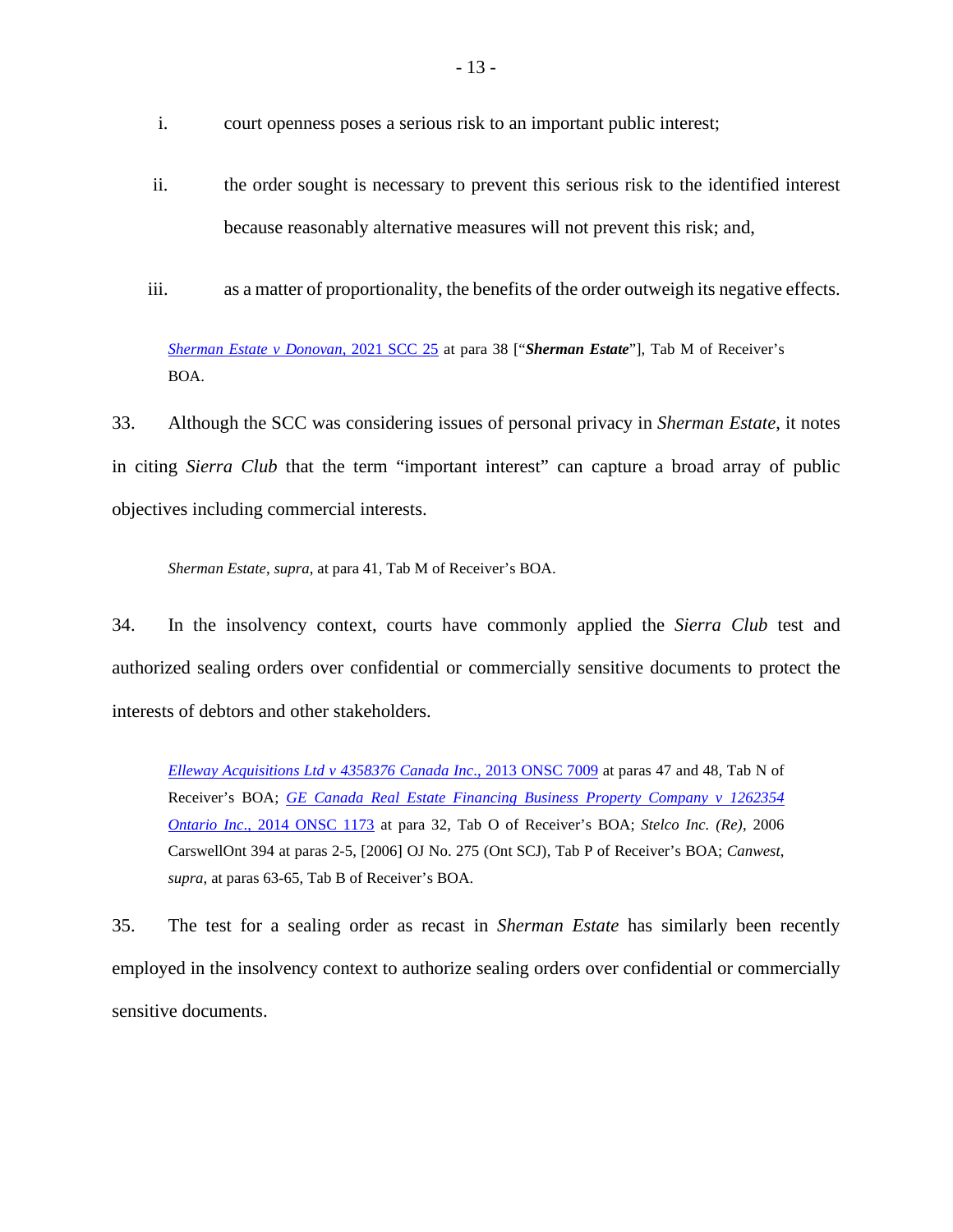i. court openness poses a serious risk to an important public interest;

ii. the order sought is necessary to prevent this serious risk to the identified interest because reasonably alternative measures will not prevent this risk; and,

iii. as a matter of proportionality, the benefits of the order outweigh its negative effects.

> *Sherman Estate v Donovan*, 2021 SCC 25 at para 38 ["***Sherman Estate***"], Tab M of Receiver's BOA.

33. Although the SCC was considering issues of personal privacy in *Sherman Estate*, it notes in citing *Sierra Club* that the term "important interest" can capture a broad array of public objectives including commercial interests.

> *Sherman Estate*, *supra*, at para 41, Tab M of Receiver's BOA.

34. In the insolvency context, courts have commonly applied the *Sierra Club* test and authorized sealing orders over confidential or commercially sensitive documents to protect the interests of debtors and other stakeholders.

> *Elleway Acquisitions Ltd v 4358376 Canada Inc.*, 2013 ONSC 7009 at paras 47 and 48, Tab N of Receiver's BOA; *GE Canada Real Estate Financing Business Property Company v 1262354 Ontario Inc.*, 2014 ONSC 1173 at para 32, Tab O of Receiver's BOA; *Stelco Inc. (Re)*, 2006 CarswellOnt 394 at paras 2-5, [2006] OJ No. 275 (Ont SCJ), Tab P of Receiver's BOA; *Canwest*, *supra*, at paras 63-65, Tab B of Receiver's BOA.

35. The test for a sealing order as recast in *Sherman Estate* has similarly been recently employed in the insolvency context to authorize sealing orders over confidential or commercially sensitive documents.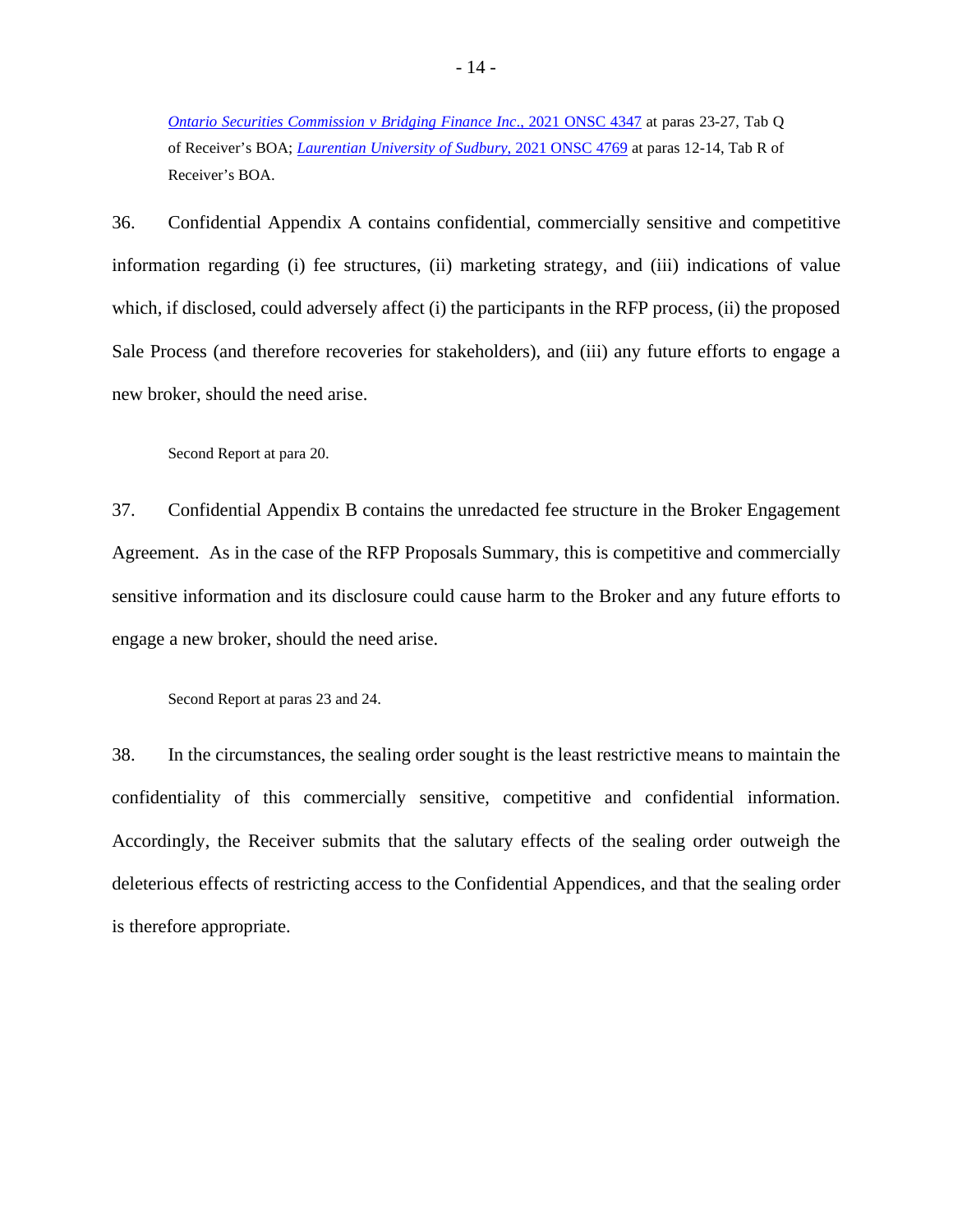*Ontario Securities Commission v Bridging Finance Inc*., 2021 ONSC 4347 at paras 23-27, Tab Q of Receiver's BOA; *Laurentian University of Sudbury*, 2021 ONSC 4769 at paras 12-14, Tab R of Receiver's BOA.

36. Confidential Appendix A contains confidential, commercially sensitive and competitive information regarding (i) fee structures, (ii) marketing strategy, and (iii) indications of value which, if disclosed, could adversely affect (i) the participants in the RFP process, (ii) the proposed Sale Process (and therefore recoveries for stakeholders), and (iii) any future efforts to engage a new broker, should the need arise.

Second Report at para 20.

37. Confidential Appendix B contains the unredacted fee structure in the Broker Engagement Agreement. As in the case of the RFP Proposals Summary, this is competitive and commercially sensitive information and its disclosure could cause harm to the Broker and any future efforts to engage a new broker, should the need arise.

Second Report at paras 23 and 24.

38. In the circumstances, the sealing order sought is the least restrictive means to maintain the confidentiality of this commercially sensitive, competitive and confidential information. Accordingly, the Receiver submits that the salutary effects of the sealing order outweigh the deleterious effects of restricting access to the Confidential Appendices, and that the sealing order is therefore appropriate.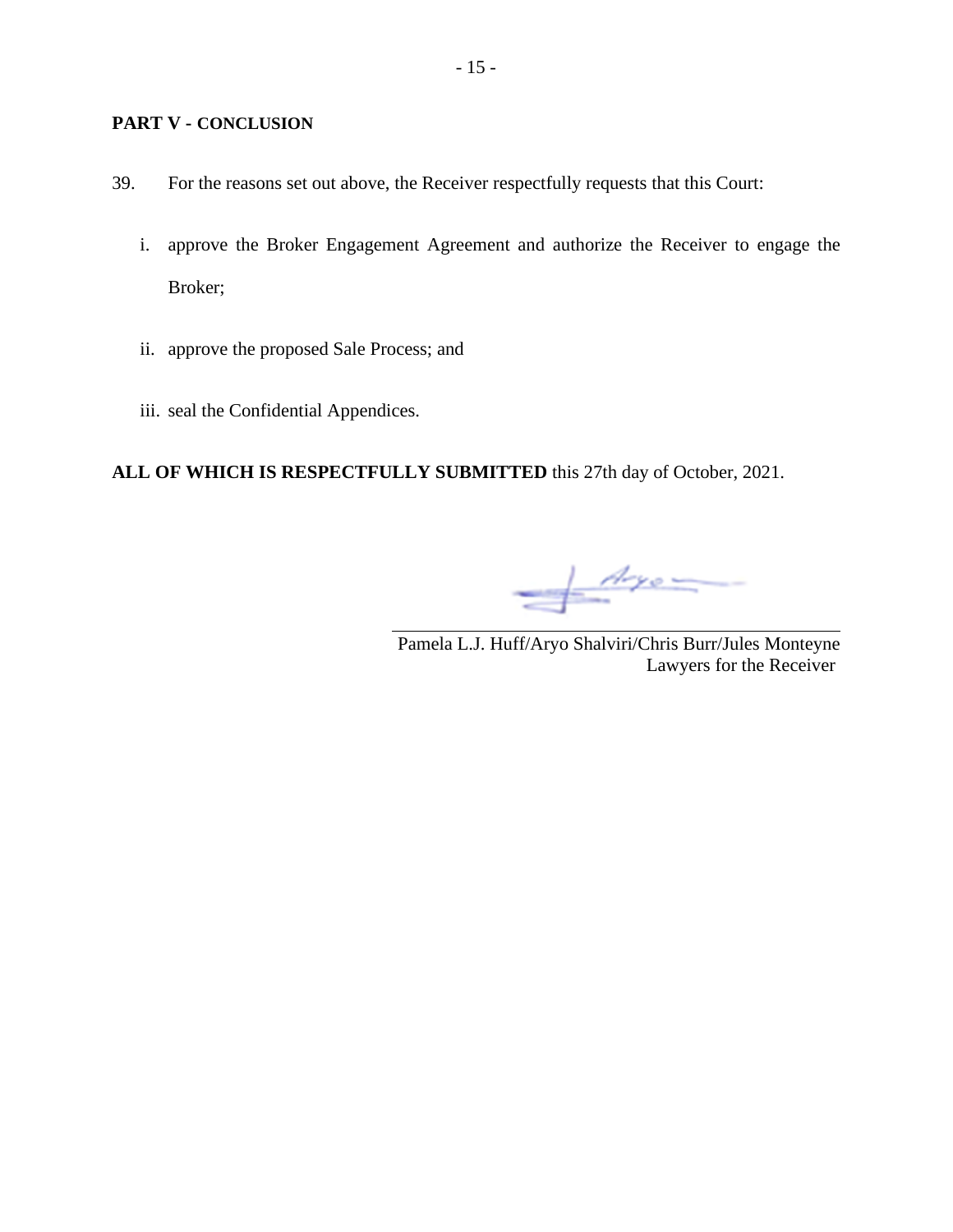## PART V - CONCLUSION

39. For the reasons set out above, the Receiver respectfully requests that this Court:

   i. approve the Broker Engagement Agreement and authorize the Receiver to engage the Broker;

   ii. approve the proposed Sale Process; and

   iii. seal the Confidential Appendices.

**ALL OF WHICH IS RESPECTFULLY SUBMITTED** this 27th day of October, 2021.

Pamela L.J. Huff/Aryo Shalviri/Chris Burr/Jules Monteyne
Lawyers for the Receiver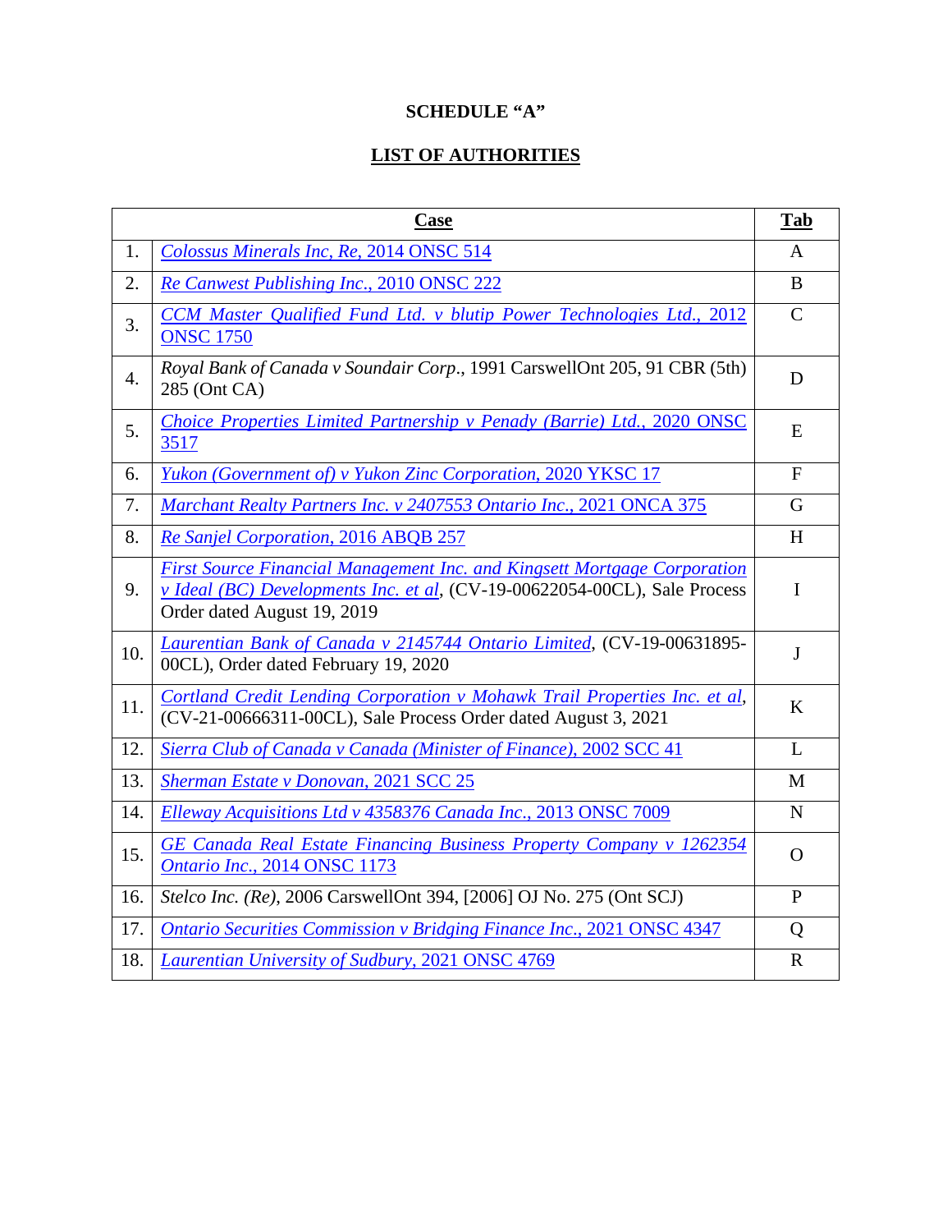**SCHEDULE "A"**

**LIST OF AUTHORITIES**

| | Case | Tab |
|---|---|---|
| 1. | *Colossus Minerals Inc, Re*, 2014 ONSC 514 | A |
| 2. | *Re Canwest Publishing Inc.*, 2010 ONSC 222 | B |
| 3. | *CCM Master Qualified Fund Ltd. v blutip Power Technologies Ltd.*, 2012 ONSC 1750 | C |
| 4. | *Royal Bank of Canada v Soundair Corp*., 1991 CarswellOnt 205, 91 CBR (5th) 285 (Ont CA) | D |
| 5. | *Choice Properties Limited Partnership v Penady (Barrie) Ltd.*, 2020 ONSC 3517 | E |
| 6. | *Yukon (Government of) v Yukon Zinc Corporation*, 2020 YKSC 17 | F |
| 7. | *Marchant Realty Partners Inc. v 2407553 Ontario Inc.*, 2021 ONCA 375 | G |
| 8. | *Re Sanjel Corporation*, 2016 ABQB 257 | H |
| 9. | *First Source Financial Management Inc. and Kingsett Mortgage Corporation v Ideal (BC) Developments Inc. et al*, (CV-19-00622054-00CL), Sale Process Order dated August 19, 2019 | I |
| 10. | *Laurentian Bank of Canada v 2145744 Ontario Limited*, (CV-19-00631895-00CL), Order dated February 19, 2020 | J |
| 11. | *Cortland Credit Lending Corporation v Mohawk Trail Properties Inc. et al*, (CV-21-00666311-00CL), Sale Process Order dated August 3, 2021 | K |
| 12. | *Sierra Club of Canada v Canada (Minister of Finance)*, 2002 SCC 41 | L |
| 13. | *Sherman Estate v Donovan*, 2021 SCC 25 | M |
| 14. | *Elleway Acquisitions Ltd v 4358376 Canada Inc.*, 2013 ONSC 7009 | N |
| 15. | *GE Canada Real Estate Financing Business Property Company v 1262354 Ontario Inc.*, 2014 ONSC 1173 | O |
| 16. | *Stelco Inc. (Re)*, 2006 CarswellOnt 394, [2006] OJ No. 275 (Ont SCJ) | P |
| 17. | *Ontario Securities Commission v Bridging Finance Inc.*, 2021 ONSC 4347 | Q |
| 18. | *Laurentian University of Sudbury*, 2021 ONSC 4769 | R |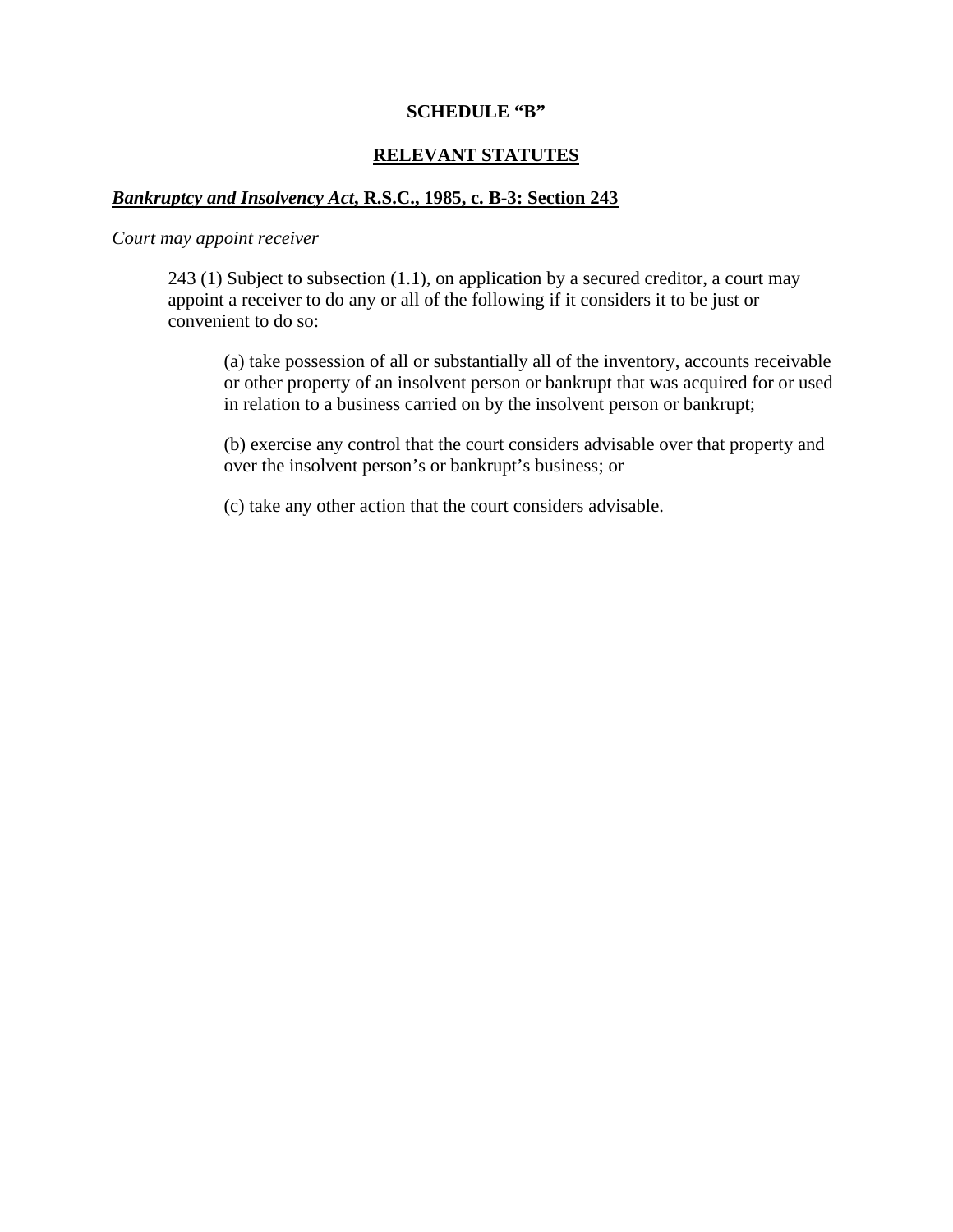**SCHEDULE "B"**

**RELEVANT STATUTES**

***Bankruptcy and Insolvency Act*, R.S.C., 1985, c. B-3: Section 243**

*Court may appoint receiver*

> 243 (1) Subject to subsection (1.1), on application by a secured creditor, a court may appoint a receiver to do any or all of the following if it considers it to be just or convenient to do so:
>
> > (a) take possession of all or substantially all of the inventory, accounts receivable or other property of an insolvent person or bankrupt that was acquired for or used in relation to a business carried on by the insolvent person or bankrupt;
> >
> > (b) exercise any control that the court considers advisable over that property and over the insolvent person's or bankrupt's business; or
> >
> > (c) take any other action that the court considers advisable.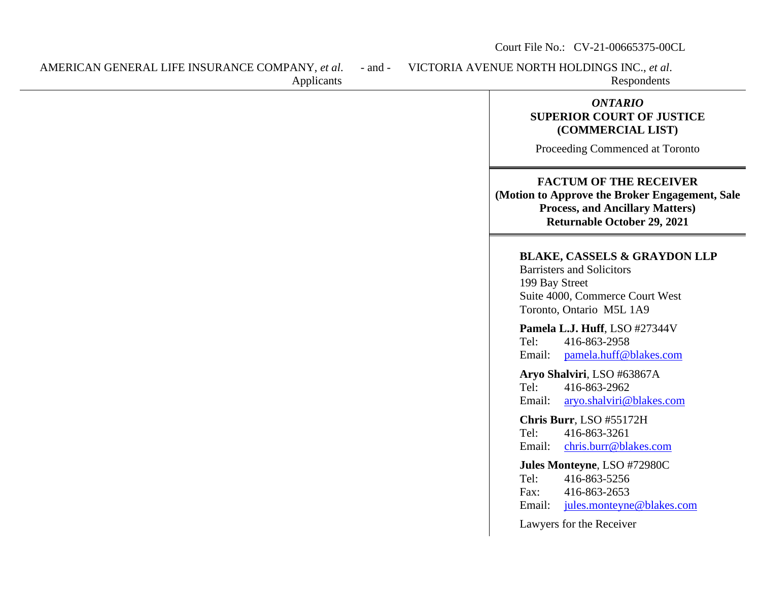Court File No.: CV-21-00665375-00CL

AMERICAN GENERAL LIFE INSURANCE COMPANY, *et al*. - and - VICTORIA AVENUE NORTH HOLDINGS INC., *et al*.
Applicants Respondents

*ONTARIO*
**SUPERIOR COURT OF JUSTICE**
**(COMMERCIAL LIST)**

Proceeding Commenced at Toronto

**FACTUM OF THE RECEIVER**
**(Motion to Approve the Broker Engagement, Sale Process, and Ancillary Matters)**
**Returnable October 29, 2021**

**BLAKE, CASSELS & GRAYDON LLP**
Barristers and Solicitors
199 Bay Street
Suite 4000, Commerce Court West
Toronto, Ontario M5L 1A9

**Pamela L.J. Huff**, LSO #27344V
Tel: 416-863-2958
Email: pamela.huff@blakes.com

**Aryo Shalviri**, LSO #63867A
Tel: 416-863-2962
Email: aryo.shalviri@blakes.com

**Chris Burr**, LSO #55172H
Tel: 416-863-3261
Email: chris.burr@blakes.com

**Jules Monteyne**, LSO #72980C
Tel: 416-863-5256
Fax: 416-863-2653
Email: jules.monteyne@blakes.com

Lawyers for the Receiver